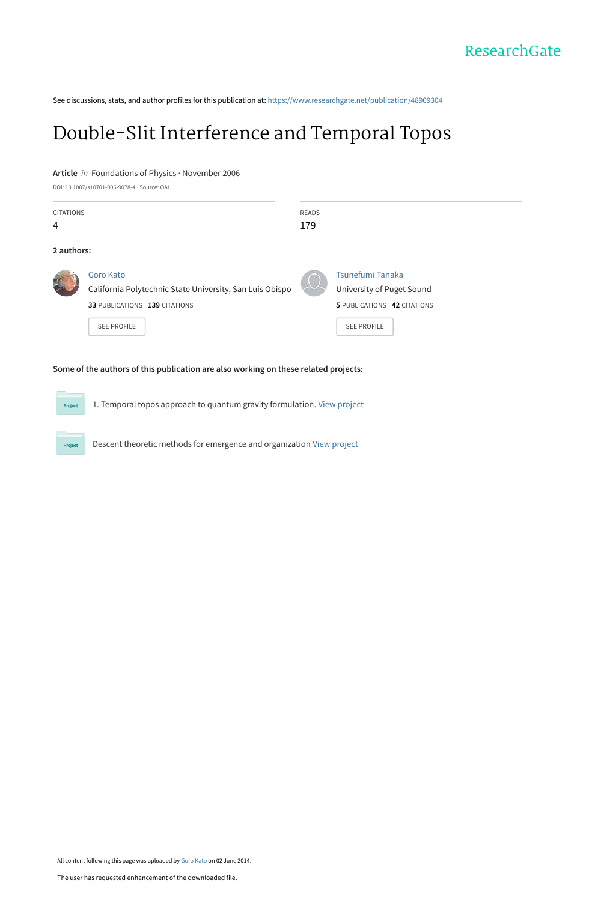ResearchGate

See discussions, stats, and author profiles for this publication at: https://www.researchgate.net/publication/48909304

# Double-Slit Interference and Temporal Topos

**Article** *in* Foundations of Physics · November 2006

DOI: 10.1007/s10701-006-9078-4 · Source: OAI

| CITATIONS | READS |
| --- | --- |
| 4 | 179 |

**2 authors:**

Goro Kato
California Polytechnic State University, San Luis Obispo
**33** PUBLICATIONS **139** CITATIONS
SEE PROFILE

Tsunefumi Tanaka
University of Puget Sound
**5** PUBLICATIONS **42** CITATIONS
SEE PROFILE

**Some of the authors of this publication are also working on these related projects:**

1. Temporal topos approach to quantum gravity formulation. View project

Descent theoretic methods for emergence and organization View project

All content following this page was uploaded by Goro Kato on 02 June 2014.

The user has requested enhancement of the downloaded file.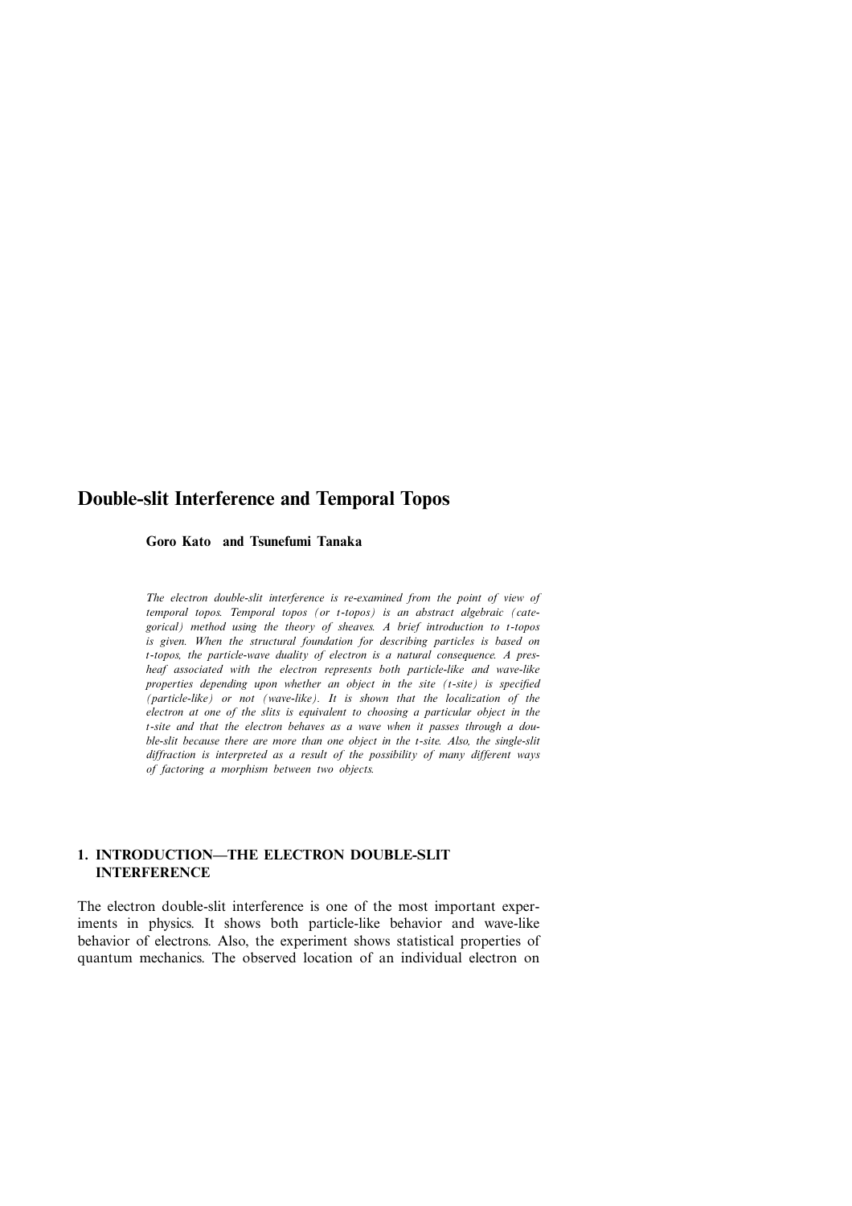# Double-slit Interference and Temporal Topos

**Goro Kato and Tsunefumi Tanaka**

*The electron double-slit interference is re-examined from the point of view of temporal topos. Temporal topos (or t-topos) is an abstract algebraic (categorical) method using the theory of sheaves. A brief introduction to t-topos is given. When the structural foundation for describing particles is based on t-topos, the particle-wave duality of electron is a natural consequence. A presheaf associated with the electron represents both particle-like and wave-like properties depending upon whether an object in the site (t-site) is specified (particle-like) or not (wave-like). It is shown that the localization of the electron at one of the slits is equivalent to choosing a particular object in the t-site and that the electron behaves as a wave when it passes through a double-slit because there are more than one object in the t-site. Also, the single-slit diffraction is interpreted as a result of the possibility of many different ways of factoring a morphism between two objects.*

## 1. INTRODUCTION—THE ELECTRON DOUBLE-SLIT INTERFERENCE

The electron double-slit interference is one of the most important experiments in physics. It shows both particle-like behavior and wave-like behavior of electrons. Also, the experiment shows statistical properties of quantum mechanics. The observed location of an individual electron on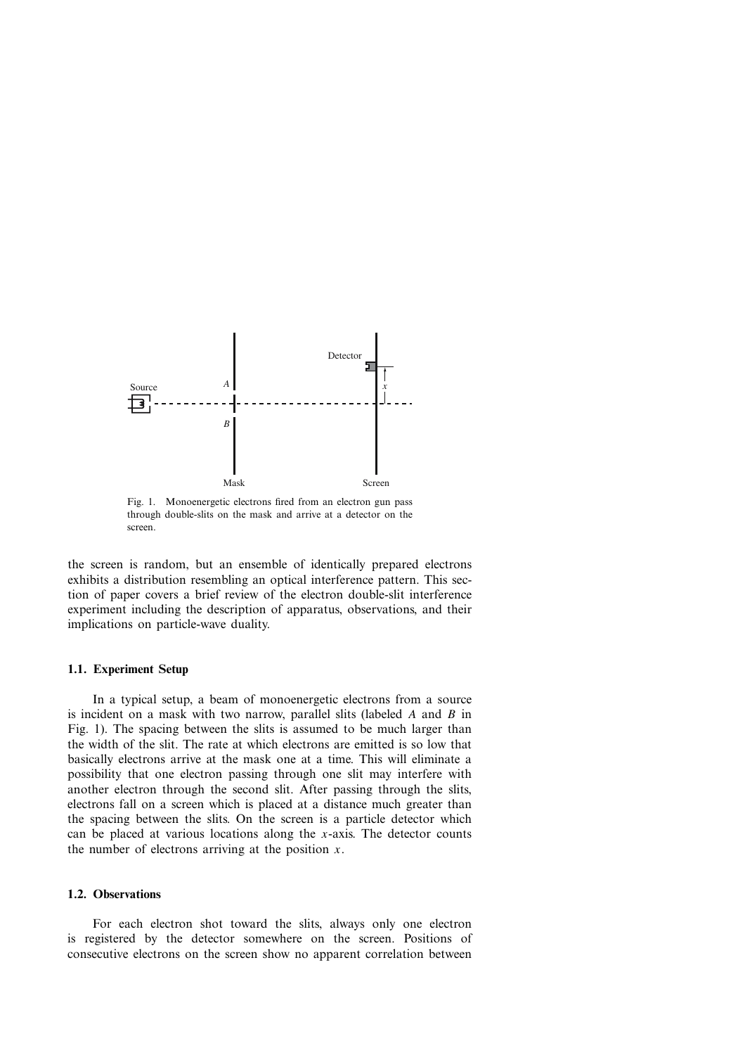Fig. 1. Monoenergetic electrons fired from an electron gun pass through double-slits on the mask and arrive at a detector on the screen.

the screen is random, but an ensemble of identically prepared electrons exhibits a distribution resembling an optical interference pattern. This section of paper covers a brief review of the electron double-slit interference experiment including the description of apparatus, observations, and their implications on particle-wave duality.

### 1.1. Experiment Setup

In a typical setup, a beam of monoenergetic electrons from a source is incident on a mask with two narrow, parallel slits (labeled $A$ and $B$ in Fig. 1). The spacing between the slits is assumed to be much larger than the width of the slit. The rate at which electrons are emitted is so low that basically electrons arrive at the mask one at a time. This will eliminate a possibility that one electron passing through one slit may interfere with another electron through the second slit. After passing through the slits, electrons fall on a screen which is placed at a distance much greater than the spacing between the slits. On the screen is a particle detector which can be placed at various locations along the $x$-axis. The detector counts the number of electrons arriving at the position $x$.

### 1.2. Observations

For each electron shot toward the slits, always only one electron is registered by the detector somewhere on the screen. Positions of consecutive electrons on the screen show no apparent correlation between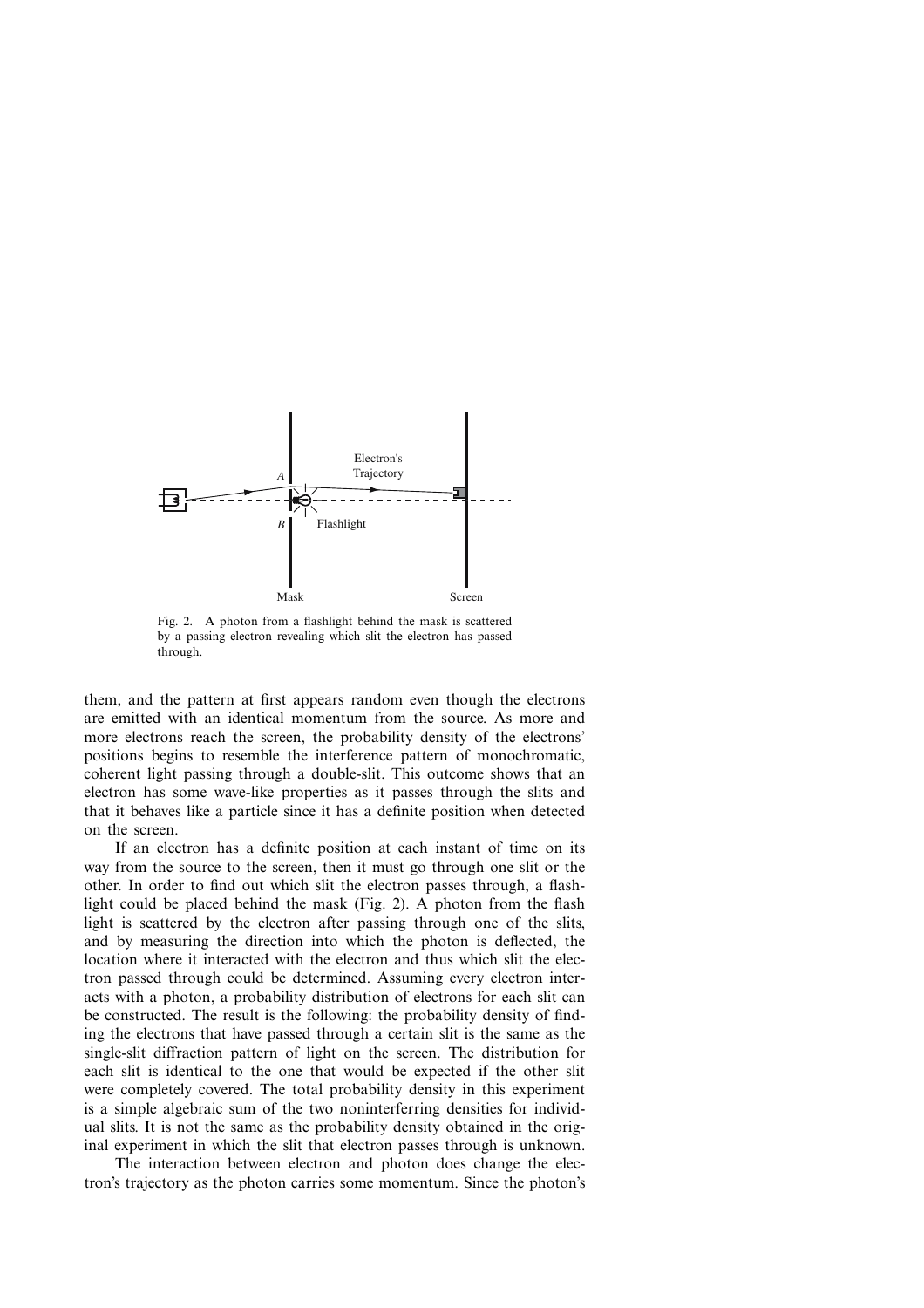Fig. 2. A photon from a flashlight behind the mask is scattered by a passing electron revealing which slit the electron has passed through.

them, and the pattern at first appears random even though the electrons are emitted with an identical momentum from the source. As more and more electrons reach the screen, the probability density of the electrons' positions begins to resemble the interference pattern of monochromatic, coherent light passing through a double-slit. This outcome shows that an electron has some wave-like properties as it passes through the slits and that it behaves like a particle since it has a definite position when detected on the screen.

If an electron has a definite position at each instant of time on its way from the source to the screen, then it must go through one slit or the other. In order to find out which slit the electron passes through, a flashlight could be placed behind the mask (Fig. 2). A photon from the flash light is scattered by the electron after passing through one of the slits, and by measuring the direction into which the photon is deflected, the location where it interacted with the electron and thus which slit the electron passed through could be determined. Assuming every electron interacts with a photon, a probability distribution of electrons for each slit can be constructed. The result is the following: the probability density of finding the electrons that have passed through a certain slit is the same as the single-slit diffraction pattern of light on the screen. The distribution for each slit is identical to the one that would be expected if the other slit were completely covered. The total probability density in this experiment is a simple algebraic sum of the two noninterferring densities for individual slits. It is not the same as the probability density obtained in the original experiment in which the slit that electron passes through is unknown.

The interaction between electron and photon does change the electron's trajectory as the photon carries some momentum. Since the photon's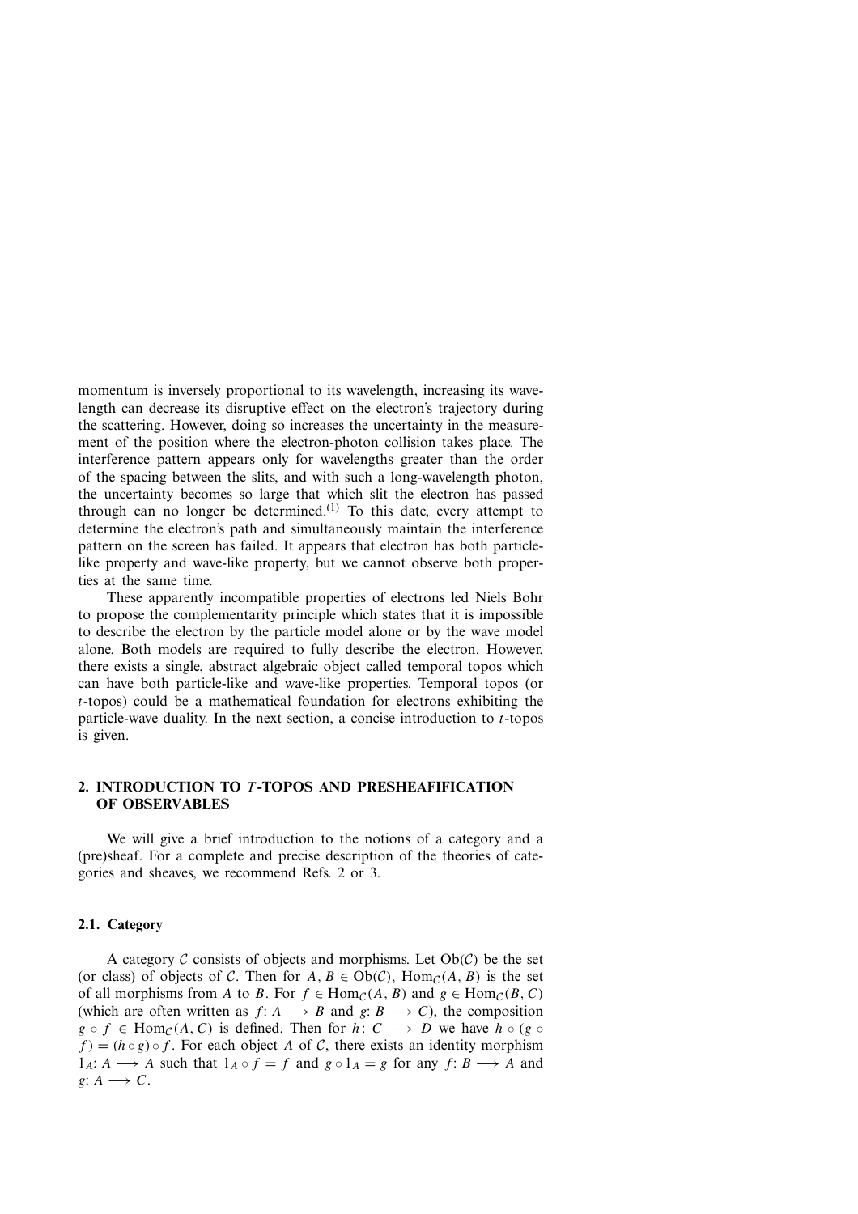momentum is inversely proportional to its wavelength, increasing its wavelength can decrease its disruptive effect on the electron's trajectory during the scattering. However, doing so increases the uncertainty in the measurement of the position where the electron-photon collision takes place. The interference pattern appears only for wavelengths greater than the order of the spacing between the slits, and with such a long-wavelength photon, the uncertainty becomes so large that which slit the electron has passed through can no longer be determined.[1] To this date, every attempt to determine the electron's path and simultaneously maintain the interference pattern on the screen has failed. It appears that electron has both particle-like property and wave-like property, but we cannot observe both properties at the same time.

These apparently incompatible properties of electrons led Niels Bohr to propose the complementarity principle which states that it is impossible to describe the electron by the particle model alone or by the wave model alone. Both models are required to fully describe the electron. However, there exists a single, abstract algebraic object called temporal topos which can have both particle-like and wave-like properties. Temporal topos (or $t$-topos) could be a mathematical foundation for electrons exhibiting the particle-wave duality. In the next section, a concise introduction to $t$-topos is given.

## 2. INTRODUCTION TO $T$-TOPOS AND PRESHEAFIFICATION OF OBSERVABLES

We will give a brief introduction to the notions of a category and a (pre)sheaf. For a complete and precise description of the theories of categories and sheaves, we recommend Refs. 2 or 3.

### 2.1. Category

A category $\mathcal{C}$ consists of objects and morphisms. Let $\mathrm{Ob}(\mathcal{C})$ be the set (or class) of objects of $\mathcal{C}$. Then for $A, B \in \mathrm{Ob}(\mathcal{C})$, $\mathrm{Hom}_{\mathcal{C}}(A, B)$ is the set of all morphisms from $A$ to $B$. For $f \in \mathrm{Hom}_{\mathcal{C}}(A, B)$ and $g \in \mathrm{Hom}_{\mathcal{C}}(B, C)$ (which are often written as $f: A \longrightarrow B$ and $g: B \longrightarrow C$), the composition $g \circ f \in \mathrm{Hom}_{\mathcal{C}}(A, C)$ is defined. Then for $h: C \longrightarrow D$ we have $h \circ (g \circ f) = (h \circ g) \circ f$. For each object $A$ of $\mathcal{C}$, there exists an identity morphism $1_A: A \longrightarrow A$ such that $1_A \circ f = f$ and $g \circ 1_A = g$ for any $f: B \longrightarrow A$ and $g: A \longrightarrow C$.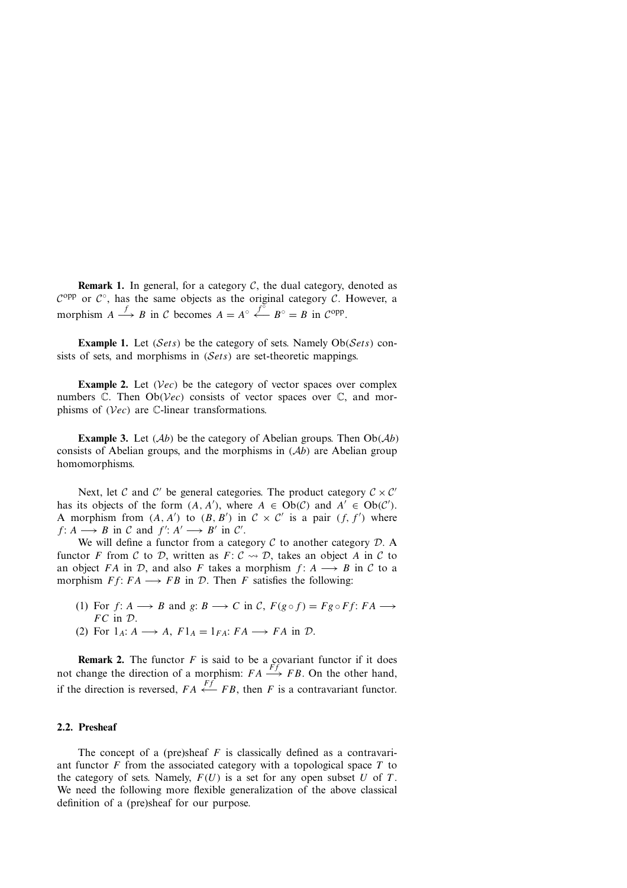**Remark 1.** In general, for a category $\mathcal{C}$, the dual category, denoted as $\mathcal{C}^{\text{opp}}$ or $\mathcal{C}^{\circ}$, has the same objects as the original category $\mathcal{C}$. However, a morphism $A \xrightarrow{f} B$ in $\mathcal{C}$ becomes $A = A^{\circ} \xleftarrow{f^{\circ}} B^{\circ} = B$ in $\mathcal{C}^{\text{opp}}$.

**Example 1.** Let $(\mathcal{S}ets)$ be the category of sets. Namely $\text{Ob}(\mathcal{S}ets)$ consists of sets, and morphisms in $(\mathcal{S}ets)$ are set-theoretic mappings.

**Example 2.** Let $(\mathcal{V}ec)$ be the category of vector spaces over complex numbers $\mathbb{C}$. Then $\text{Ob}(\mathcal{V}ec)$ consists of vector spaces over $\mathbb{C}$, and morphisms of $(\mathcal{V}ec)$ are $\mathbb{C}$-linear transformations.

**Example 3.** Let $(\mathcal{A}b)$ be the category of Abelian groups. Then $\text{Ob}(\mathcal{A}b)$ consists of Abelian groups, and the morphisms in $(\mathcal{A}b)$ are Abelian group homomorphisms.

Next, let $\mathcal{C}$ and $\mathcal{C}'$ be general categories. The product category $\mathcal{C} \times \mathcal{C}'$ has its objects of the form $(A, A')$, where $A \in \text{Ob}(\mathcal{C})$ and $A' \in \text{Ob}(\mathcal{C}')$. A morphism from $(A, A')$ to $(B, B')$ in $\mathcal{C} \times \mathcal{C}'$ is a pair $(f, f')$ where $f \colon A \longrightarrow B$ in $\mathcal{C}$ and $f' \colon A' \longrightarrow B'$ in $\mathcal{C}'$.

We will define a functor from a category $\mathcal{C}$ to another category $\mathcal{D}$. A functor $F$ from $\mathcal{C}$ to $\mathcal{D}$, written as $F \colon \mathcal{C} \rightsquigarrow \mathcal{D}$, takes an object $A$ in $\mathcal{C}$ to an object $FA$ in $\mathcal{D}$, and also $F$ takes a morphism $f \colon A \longrightarrow B$ in $\mathcal{C}$ to a morphism $Ff \colon FA \longrightarrow FB$ in $\mathcal{D}$. Then $F$ satisfies the following:

(1) For $f \colon A \longrightarrow B$ and $g \colon B \longrightarrow C$ in $\mathcal{C}$, $F(g \circ f) = Fg \circ Ff \colon FA \longrightarrow FC$ in $\mathcal{D}$.
(2) For $1_A \colon A \longrightarrow A$, $F1_A = 1_{FA} \colon FA \longrightarrow FA$ in $\mathcal{D}$.

**Remark 2.** The functor $F$ is said to be a covariant functor if it does not change the direction of a morphism: $FA \xrightarrow{Ff} FB$. On the other hand, if the direction is reversed, $FA \xleftarrow{Ff} FB$, then $F$ is a contravariant functor.

## 2.2. Presheaf

The concept of a (pre)sheaf $F$ is classically defined as a contravariant functor $F$ from the associated category with a topological space $T$ to the category of sets. Namely, $F(U)$ is a set for any open subset $U$ of $T$. We need the following more flexible generalization of the above classical definition of a (pre)sheaf for our purpose.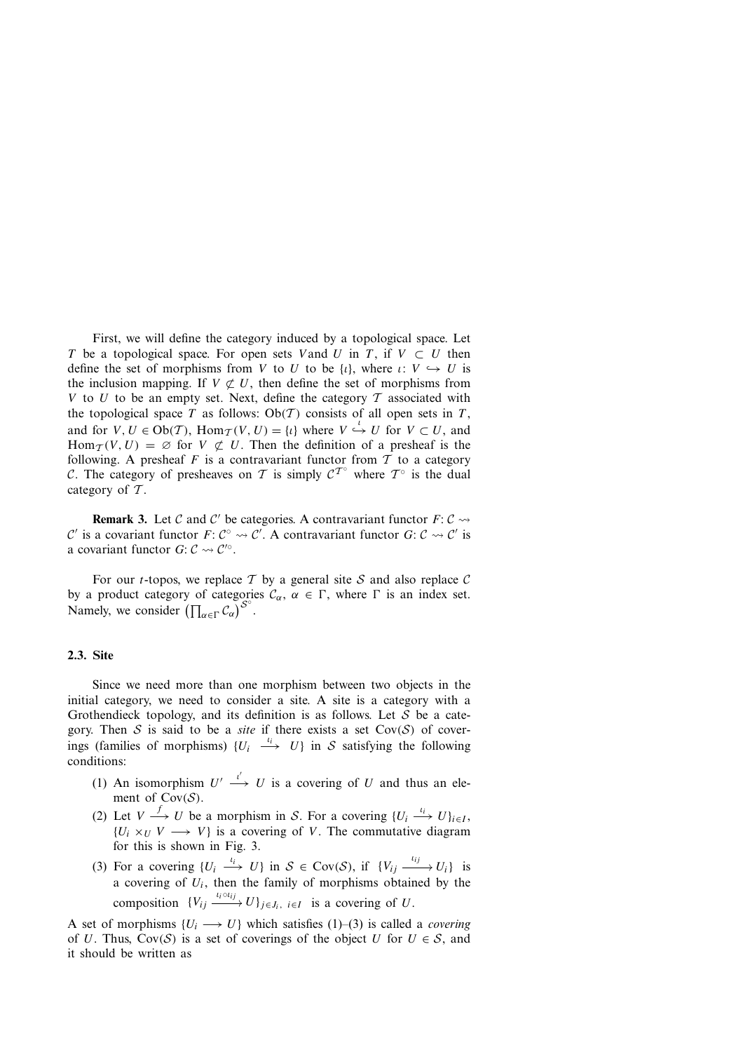First, we will define the category induced by a topological space. Let $T$ be a topological space. For open sets $V$ and $U$ in $T$, if $V \subset U$ then define the set of morphisms from $V$ to $U$ to be $\{\iota\}$, where $\iota\colon V \hookrightarrow U$ is the inclusion mapping. If $V \not\subset U$, then define the set of morphisms from $V$ to $U$ to be an empty set. Next, define the category $\mathcal{T}$ associated with the topological space $T$ as follows: $\mathrm{Ob}(\mathcal{T})$ consists of all open sets in $T$, and for $V, U \in \mathrm{Ob}(\mathcal{T})$, $\mathrm{Hom}_{\mathcal{T}}(V, U) = \{\iota\}$ where $V \overset{\iota}{\hookrightarrow} U$ for $V \subset U$, and $\mathrm{Hom}_{\mathcal{T}}(V, U) = \varnothing$ for $V \not\subset U$. Then the definition of a presheaf is the following. A presheaf $F$ is a contravariant functor from $\mathcal{T}$ to a category $\mathcal{C}$. The category of presheaves on $\mathcal{T}$ is simply $\mathcal{C}^{\mathcal{T}^\circ}$ where $\mathcal{T}^\circ$ is the dual category of $\mathcal{T}$.

**Remark 3.** Let $\mathcal{C}$ and $\mathcal{C}'$ be categories. A contravariant functor $F\colon \mathcal{C} \rightsquigarrow \mathcal{C}'$ is a covariant functor $F\colon \mathcal{C}^\circ \rightsquigarrow \mathcal{C}'$. A contravariant functor $G\colon \mathcal{C} \rightsquigarrow \mathcal{C}'$ is a covariant functor $G\colon \mathcal{C} \rightsquigarrow \mathcal{C}'^\circ$.

For our $t$-topos, we replace $\mathcal{T}$ by a general site $\mathcal{S}$ and also replace $\mathcal{C}$ by a product category of categories $\mathcal{C}_\alpha$, $\alpha \in \Gamma$, where $\Gamma$ is an index set. Namely, we consider $\left(\prod_{\alpha\in\Gamma} \mathcal{C}_\alpha\right)^{\mathcal{S}^\circ}$.

### 2.3. Site

Since we need more than one morphism between two objects in the initial category, we need to consider a site. A site is a category with a Grothendieck topology, and its definition is as follows. Let $\mathcal{S}$ be a category. Then $\mathcal{S}$ is said to be a *site* if there exists a set $\mathrm{Cov}(\mathcal{S})$ of coverings (families of morphisms) $\{U_i \xrightarrow{\iota_i} U\}$ in $\mathcal{S}$ satisfying the following conditions:

(1) An isomorphism $U' \xrightarrow{\iota'} U$ is a covering of $U$ and thus an element of $\mathrm{Cov}(\mathcal{S})$.

(2) Let $V \xrightarrow{f} U$ be a morphism in $\mathcal{S}$. For a covering $\{U_i \xrightarrow{\iota_i} U\}_{i\in I}$, $\{U_i \times_U V \longrightarrow V\}$ is a covering of $V$. The commutative diagram for this is shown in Fig. 3.

(3) For a covering $\{U_i \xrightarrow{\iota_i} U\}$ in $\mathcal{S} \in \mathrm{Cov}(\mathcal{S})$, if $\{V_{ij} \xrightarrow{\iota_{ij}} U_i\}$ is a covering of $U_i$, then the family of morphisms obtained by the composition $\{V_{ij} \xrightarrow{\iota_i \circ \iota_{ij}} U\}_{j\in J_i,\ i\in I}$ is a covering of $U$.

A set of morphisms $\{U_i \longrightarrow U\}$ which satisfies (1)–(3) is called a *covering* of $U$. Thus, $\mathrm{Cov}(\mathcal{S})$ is a set of coverings of the object $U$ for $U \in \mathcal{S}$, and it should be written as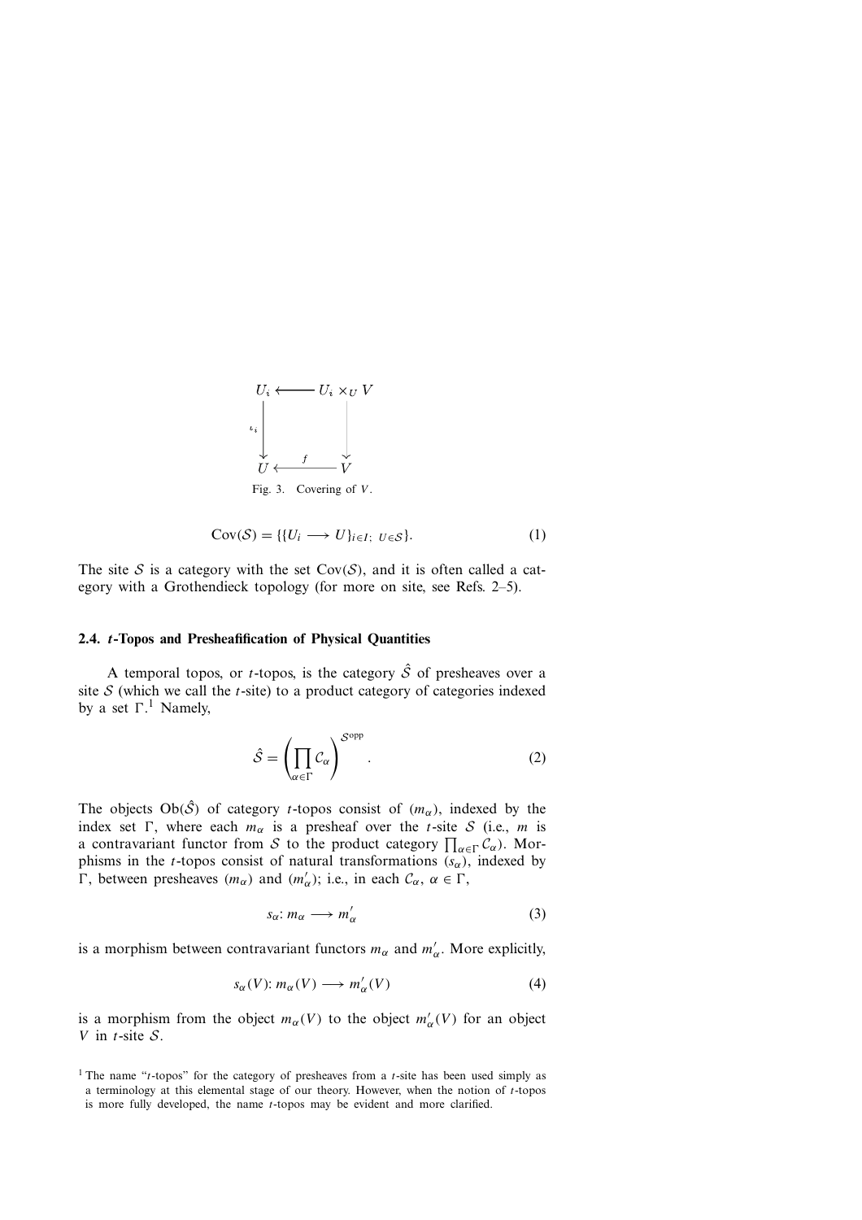$$
\begin{array}{ccc}
U_i & \longleftarrow & U_i \times_U V \\
{\scriptstyle \iota_i}\downarrow & & \downarrow \\
U & \xleftarrow{\;f\;} & V
\end{array}
$$

Fig. 3. Covering of $V$.

$$
\mathrm{Cov}(\mathcal{S}) = \{\{U_i \longrightarrow U\}_{i \in I;\ U \in \mathcal{S}}\}. \tag{1}
$$

The site $\mathcal{S}$ is a category with the set $\mathrm{Cov}(\mathcal{S})$, and it is often called a category with a Grothendieck topology (for more on site, see Refs. 2–5).

### 2.4. $t$-Topos and Presheafification of Physical Quantities

A temporal topos, or $t$-topos, is the category $\hat{\mathcal{S}}$ of presheaves over a site $\mathcal{S}$ (which we call the $t$-site) to a product category of categories indexed by a set $\Gamma$.[1] Namely,

$$
\hat{\mathcal{S}} = \left( \prod_{\alpha \in \Gamma} \mathcal{C}_\alpha \right)^{\mathcal{S}^{\mathrm{opp}}}. \tag{2}
$$

The objects $\mathrm{Ob}(\hat{\mathcal{S}})$ of category $t$-topos consist of $(m_\alpha)$, indexed by the index set $\Gamma$, where each $m_\alpha$ is a presheaf over the $t$-site $\mathcal{S}$ (i.e., $m$ is a contravariant functor from $\mathcal{S}$ to the product category $\prod_{\alpha \in \Gamma} \mathcal{C}_\alpha$). Morphisms in the $t$-topos consist of natural transformations $(s_\alpha)$, indexed by $\Gamma$, between presheaves $(m_\alpha)$ and $(m'_\alpha)$; i.e., in each $\mathcal{C}_\alpha$, $\alpha \in \Gamma$,

$$
s_\alpha \colon m_\alpha \longrightarrow m'_\alpha \tag{3}
$$

is a morphism between contravariant functors $m_\alpha$ and $m'_\alpha$. More explicitly,

$$
s_\alpha(V) \colon m_\alpha(V) \longrightarrow m'_\alpha(V) \tag{4}
$$

is a morphism from the object $m_\alpha(V)$ to the object $m'_\alpha(V)$ for an object $V$ in $t$-site $\mathcal{S}$.

[1] The name "$t$-topos" for the category of presheaves from a $t$-site has been used simply as a terminology at this elemental stage of our theory. However, when the notion of $t$-topos is more fully developed, the name $t$-topos may be evident and more clarified.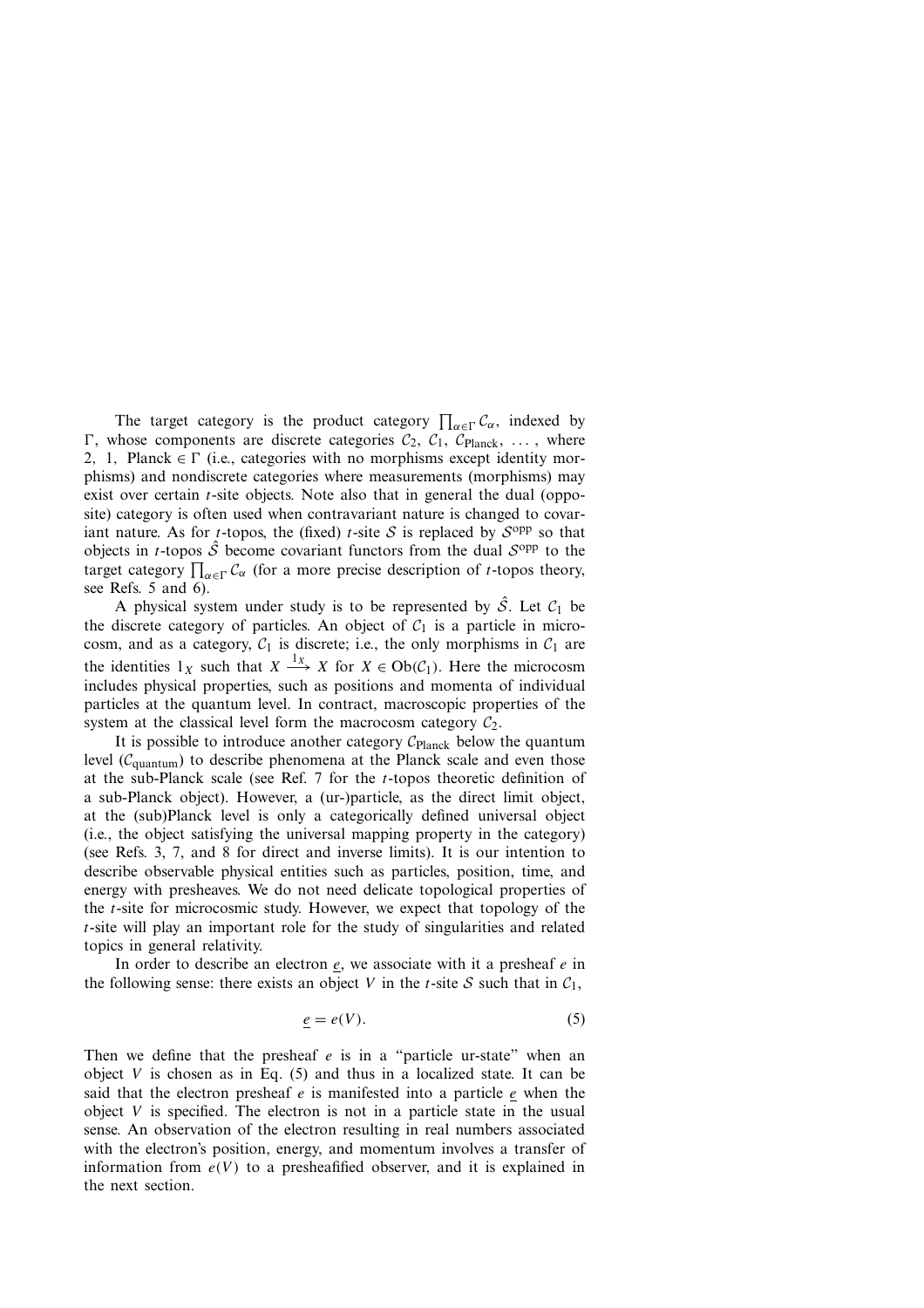The target category is the product category $\prod_{\alpha \in \Gamma} \mathcal{C}_\alpha$, indexed by $\Gamma$, whose components are discrete categories $\mathcal{C}_2$, $\mathcal{C}_1$, $\mathcal{C}_{\text{Planck}}$, ..., where 2, 1, Planck $\in \Gamma$ (i.e., categories with no morphisms except identity morphisms) and nondiscrete categories where measurements (morphisms) may exist over certain $t$-site objects. Note also that in general the dual (opposite) category is often used when contravariant nature is changed to covariant nature. As for $t$-topos, the (fixed) $t$-site $\mathcal{S}$ is replaced by $\mathcal{S}^{\text{opp}}$ so that objects in $t$-topos $\hat{\mathcal{S}}$ become covariant functors from the dual $\mathcal{S}^{\text{opp}}$ to the target category $\prod_{\alpha \in \Gamma} \mathcal{C}_\alpha$ (for a more precise description of $t$-topos theory, see Refs. 5 and 6).

A physical system under study is to be represented by $\hat{\mathcal{S}}$. Let $\mathcal{C}_1$ be the discrete category of particles. An object of $\mathcal{C}_1$ is a particle in microcosm, and as a category, $\mathcal{C}_1$ is discrete; i.e., the only morphisms in $\mathcal{C}_1$ are the identities $1_X$ such that $X \xrightarrow{1_X} X$ for $X \in \text{Ob}(\mathcal{C}_1)$. Here the microcosm includes physical properties, such as positions and momenta of individual particles at the quantum level. In contract, macroscopic properties of the system at the classical level form the macrocosm category $\mathcal{C}_2$.

It is possible to introduce another category $\mathcal{C}_{\text{Planck}}$ below the quantum level ($\mathcal{C}_{\text{quantum}}$) to describe phenomena at the Planck scale and even those at the sub-Planck scale (see Ref. 7 for the $t$-topos theoretic definition of a sub-Planck object). However, a (ur-)particle, as the direct limit object, at the (sub)Planck level is only a categorically defined universal object (i.e., the object satisfying the universal mapping property in the category) (see Refs. 3, 7, and 8 for direct and inverse limits). It is our intention to describe observable physical entities such as particles, position, time, and energy with presheaves. We do not need delicate topological properties of the $t$-site for microcosmic study. However, we expect that topology of the $t$-site will play an important role for the study of singularities and related topics in general relativity.

In order to describe an electron $\underline{e}$, we associate with it a presheaf $e$ in the following sense: there exists an object $V$ in the $t$-site $\mathcal{S}$ such that in $\mathcal{C}_1$,

$$\underline{e} = e(V). \tag{5}$$

Then we define that the presheaf $e$ is in a "particle ur-state" when an object $V$ is chosen as in Eq. (5) and thus in a localized state. It can be said that the electron presheaf $e$ is manifested into a particle $\underline{e}$ when the object $V$ is specified. The electron is not in a particle state in the usual sense. An observation of the electron resulting in real numbers associated with the electron's position, energy, and momentum involves a transfer of information from $e(V)$ to a presheafified observer, and it is explained in the next section.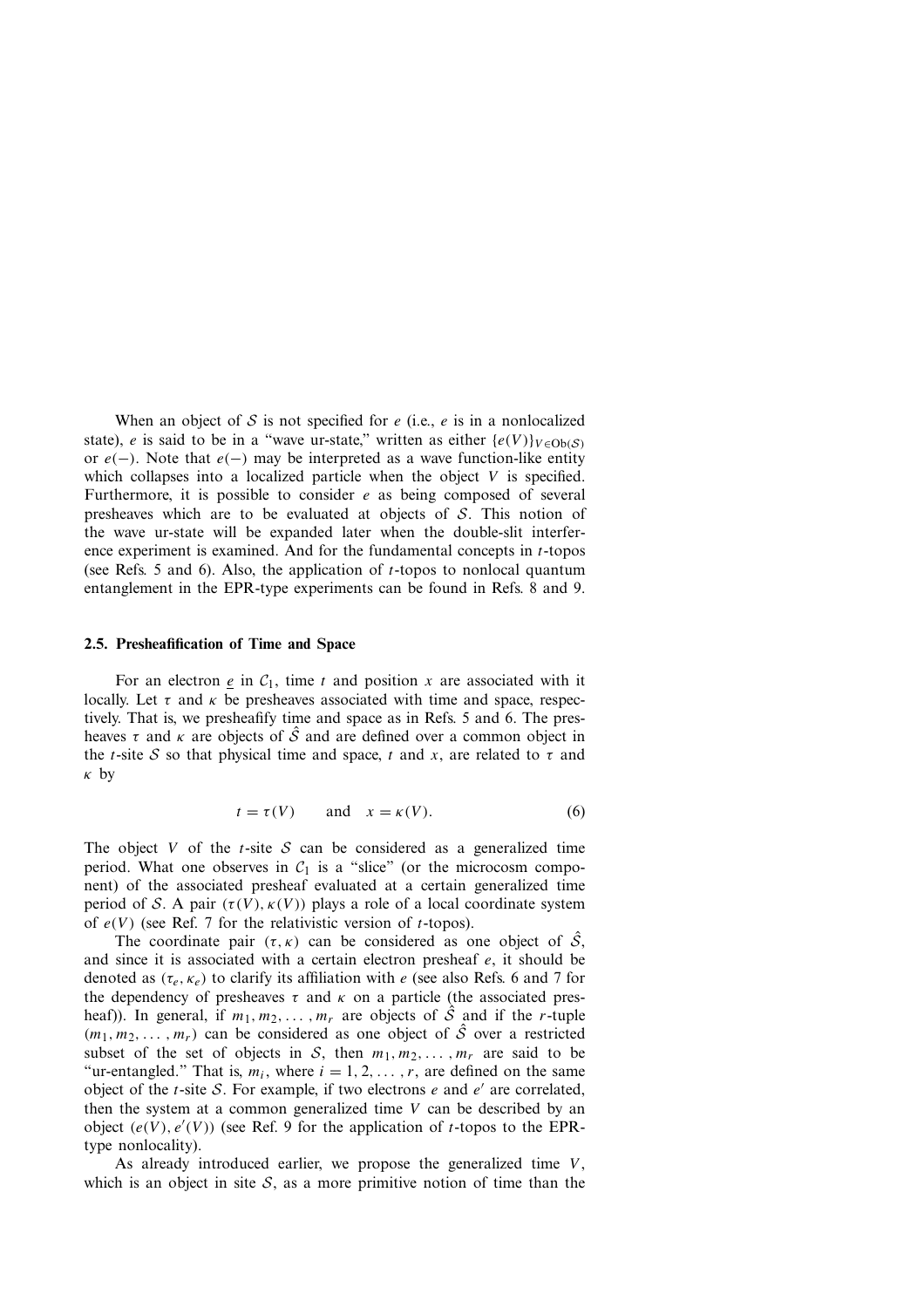When an object of $\mathcal{S}$ is not specified for $e$ (i.e., $e$ is in a nonlocalized state), $e$ is said to be in a "wave ur-state," written as either $\{e(V)\}_{V \in \mathrm{Ob}(\mathcal{S})}$ or $e(-)$. Note that $e(-)$ may be interpreted as a wave function-like entity which collapses into a localized particle when the object $V$ is specified. Furthermore, it is possible to consider $e$ as being composed of several presheaves which are to be evaluated at objects of $\mathcal{S}$. This notion of the wave ur-state will be expanded later when the double-slit interference experiment is examined. And for the fundamental concepts in $t$-topos (see Refs. 5 and 6). Also, the application of $t$-topos to nonlocal quantum entanglement in the EPR-type experiments can be found in Refs. 8 and 9.

### 2.5. Presheafification of Time and Space

For an electron $\underline{e}$ in $\mathcal{C}_1$, time $t$ and position $x$ are associated with it locally. Let $\tau$ and $\kappa$ be presheaves associated with time and space, respectively. That is, we presheafify time and space as in Refs. 5 and 6. The presheaves $\tau$ and $\kappa$ are objects of $\hat{\mathcal{S}}$ and are defined over a common object in the $t$-site $\mathcal{S}$ so that physical time and space, $t$ and $x$, are related to $\tau$ and $\kappa$ by

$$t = \tau(V) \qquad \text{and} \quad x = \kappa(V). \tag{6}$$

The object $V$ of the $t$-site $\mathcal{S}$ can be considered as a generalized time period. What one observes in $\mathcal{C}_1$ is a "slice" (or the microcosm component) of the associated presheaf evaluated at a certain generalized time period of $\mathcal{S}$. A pair $(\tau(V), \kappa(V))$ plays a role of a local coordinate system of $e(V)$ (see Ref. 7 for the relativistic version of $t$-topos).

The coordinate pair $(\tau, \kappa)$ can be considered as one object of $\hat{\mathcal{S}}$, and since it is associated with a certain electron presheaf $e$, it should be denoted as $(\tau_e, \kappa_e)$ to clarify its affiliation with $e$ (see also Refs. 6 and 7 for the dependency of presheaves $\tau$ and $\kappa$ on a particle (the associated presheaf)). In general, if $m_1, m_2, \ldots, m_r$ are objects of $\hat{\mathcal{S}}$ and if the $r$-tuple $(m_1, m_2, \ldots, m_r)$ can be considered as one object of $\hat{\mathcal{S}}$ over a restricted subset of the set of objects in $\mathcal{S}$, then $m_1, m_2, \ldots, m_r$ are said to be "ur-entangled." That is, $m_i$, where $i = 1, 2, \ldots, r$, are defined on the same object of the $t$-site $\mathcal{S}$. For example, if two electrons $e$ and $e'$ are correlated, then the system at a common generalized time $V$ can be described by an object $(e(V), e'(V))$ (see Ref. 9 for the application of $t$-topos to the EPR-type nonlocality).

As already introduced earlier, we propose the generalized time $V$, which is an object in site $\mathcal{S}$, as a more primitive notion of time than the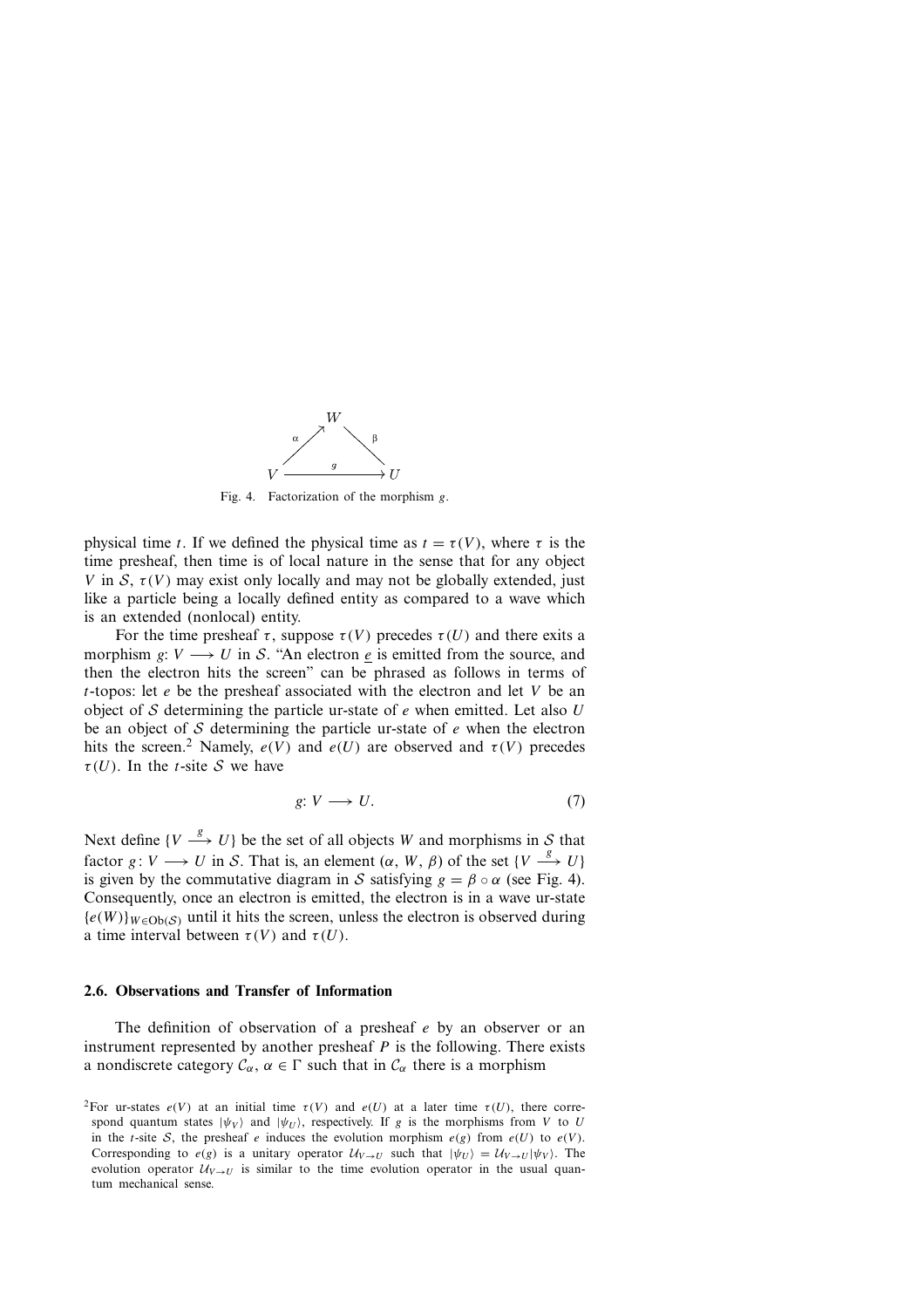$$
\begin{array}{ccc}
 & W & \\
{}^{\alpha}\nearrow & & \searrow^{\beta} \\
V & \xrightarrow{\quad g \quad} & U
\end{array}
$$

Fig. 4. Factorization of the morphism $g$.

physical time $t$. If we defined the physical time as $t = \tau(V)$, where $\tau$ is the time presheaf, then time is of local nature in the sense that for any object $V$ in $\mathcal{S}$, $\tau(V)$ may exist only locally and may not be globally extended, just like a particle being a locally defined entity as compared to a wave which is an extended (nonlocal) entity.

For the time presheaf $\tau$, suppose $\tau(V)$ precedes $\tau(U)$ and there exits a morphism $g: V \longrightarrow U$ in $\mathcal{S}$. "An electron $\underline{e}$ is emitted from the source, and then the electron hits the screen" can be phrased as follows in terms of $t$-topos: let $e$ be the presheaf associated with the electron and let $V$ be an object of $\mathcal{S}$ determining the particle ur-state of $e$ when emitted. Let also $U$ be an object of $\mathcal{S}$ determining the particle ur-state of $e$ when the electron hits the screen.[2] Namely, $e(V)$ and $e(U)$ are observed and $\tau(V)$ precedes $\tau(U)$. In the $t$-site $\mathcal{S}$ we have

$$
g: V \longrightarrow U. \tag{7}
$$

Next define $\{V \xrightarrow{g} U\}$ be the set of all objects $W$ and morphisms in $\mathcal{S}$ that factor $g: V \longrightarrow U$ in $\mathcal{S}$. That is, an element $(\alpha, W, \beta)$ of the set $\{V \xrightarrow{g} U\}$ is given by the commutative diagram in $\mathcal{S}$ satisfying $g = \beta \circ \alpha$ (see Fig. 4). Consequently, once an electron is emitted, the electron is in a wave ur-state $\{e(W)\}_{W \in \mathrm{Ob}(\mathcal{S})}$ until it hits the screen, unless the electron is observed during a time interval between $\tau(V)$ and $\tau(U)$.

### 2.6. Observations and Transfer of Information

The definition of observation of a presheaf $e$ by an observer or an instrument represented by another presheaf $P$ is the following. There exists a nondiscrete category $\mathcal{C}_\alpha$, $\alpha \in \Gamma$ such that in $\mathcal{C}_\alpha$ there is a morphism

[2] For ur-states $e(V)$ at an initial time $\tau(V)$ and $e(U)$ at a later time $\tau(U)$, there correspond quantum states $|\psi_V\rangle$ and $|\psi_U\rangle$, respectively. If $g$ is the morphisms from $V$ to $U$ in the $t$-site $\mathcal{S}$, the presheaf $e$ induces the evolution morphism $e(g)$ from $e(U)$ to $e(V)$. Corresponding to $e(g)$ is a unitary operator $\mathcal{U}_{V \to U}$ such that $|\psi_U\rangle = \mathcal{U}_{V \to U}|\psi_V\rangle$. The evolution operator $\mathcal{U}_{V \to U}$ is similar to the time evolution operator in the usual quantum mechanical sense.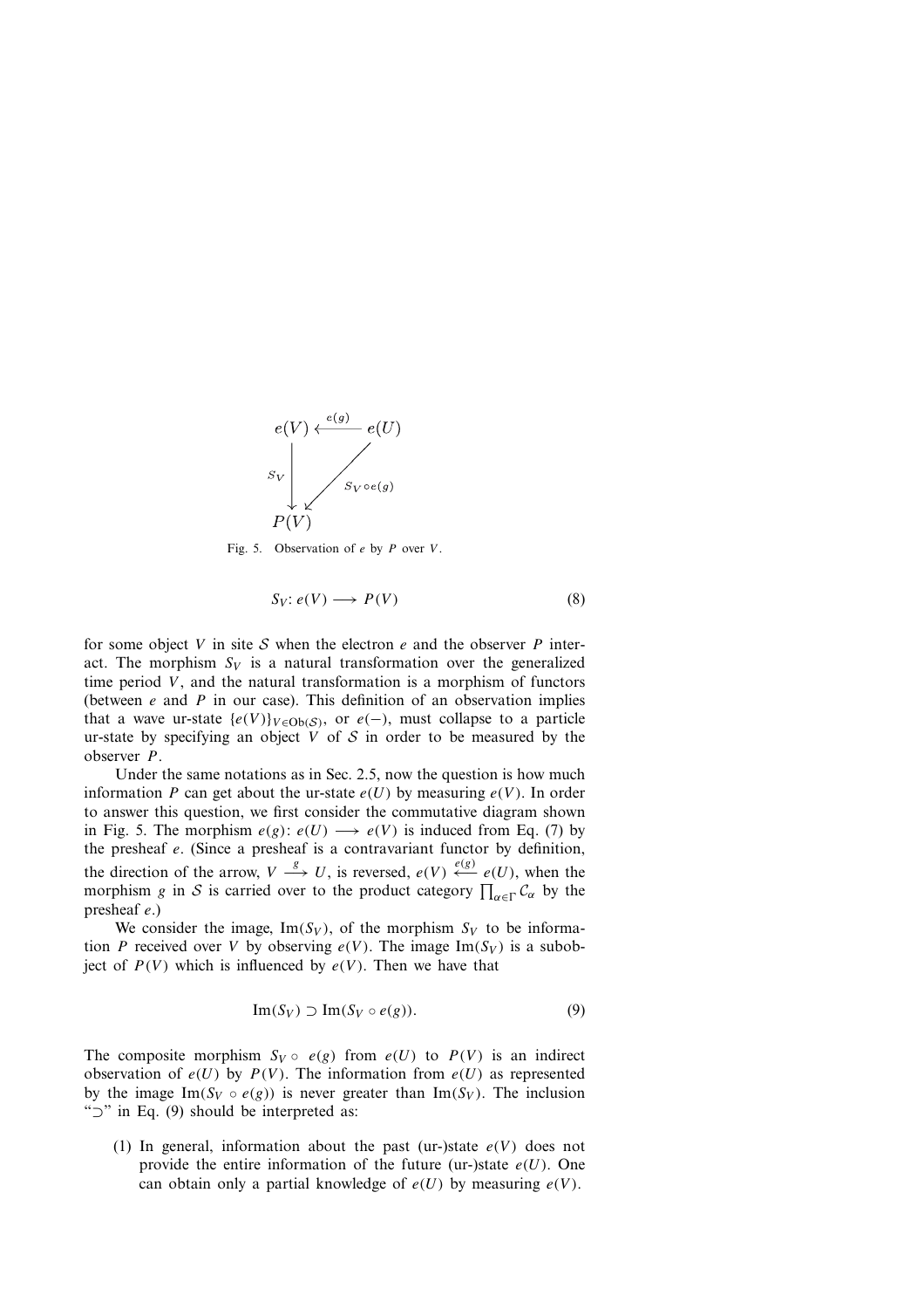$$
\begin{array}{ccc}
e(V) & \xleftarrow{\;e(g)\;} & e(U) \\
{\scriptstyle S_V}\big\downarrow & \swarrow{\scriptstyle S_V \circ e(g)} & \\
P(V) & &
\end{array}
$$

Fig. 5. Observation of $e$ by $P$ over $V$.

$$S_V\colon e(V) \longrightarrow P(V) \tag{8}$$

for some object $V$ in site $\mathcal{S}$ when the electron $e$ and the observer $P$ interact. The morphism $S_V$ is a natural transformation over the generalized time period $V$, and the natural transformation is a morphism of functors (between $e$ and $P$ in our case). This definition of an observation implies that a wave ur-state $\{e(V)\}_{V \in \mathrm{Ob}(\mathcal{S})}$, or $e(-)$, must collapse to a particle ur-state by specifying an object $V$ of $\mathcal{S}$ in order to be measured by the observer $P$.

Under the same notations as in Sec. 2.5, now the question is how much information $P$ can get about the ur-state $e(U)$ by measuring $e(V)$. In order to answer this question, we first consider the commutative diagram shown in Fig. 5. The morphism $e(g)\colon e(U) \longrightarrow e(V)$ is induced from Eq. (7) by the presheaf $e$. (Since a presheaf is a contravariant functor by definition, the direction of the arrow, $V \xrightarrow{g} U$, is reversed, $e(V) \xleftarrow{e(g)} e(U)$, when the morphism $g$ in $\mathcal{S}$ is carried over to the product category $\prod_{\alpha\in\Gamma} \mathcal{C}_\alpha$ by the presheaf $e$.)

We consider the image, $\mathrm{Im}(S_V)$, of the morphism $S_V$ to be information $P$ received over $V$ by observing $e(V)$. The image $\mathrm{Im}(S_V)$ is a subobject of $P(V)$ which is influenced by $e(V)$. Then we have that

$$\mathrm{Im}(S_V) \supset \mathrm{Im}(S_V \circ e(g)). \tag{9}$$

The composite morphism $S_V \circ e(g)$ from $e(U)$ to $P(V)$ is an indirect observation of $e(U)$ by $P(V)$. The information from $e(U)$ as represented by the image $\mathrm{Im}(S_V \circ e(g))$ is never greater than $\mathrm{Im}(S_V)$. The inclusion "$\supset$" in Eq. (9) should be interpreted as:

(1) In general, information about the past (ur-)state $e(V)$ does not provide the entire information of the future (ur-)state $e(U)$. One can obtain only a partial knowledge of $e(U)$ by measuring $e(V)$.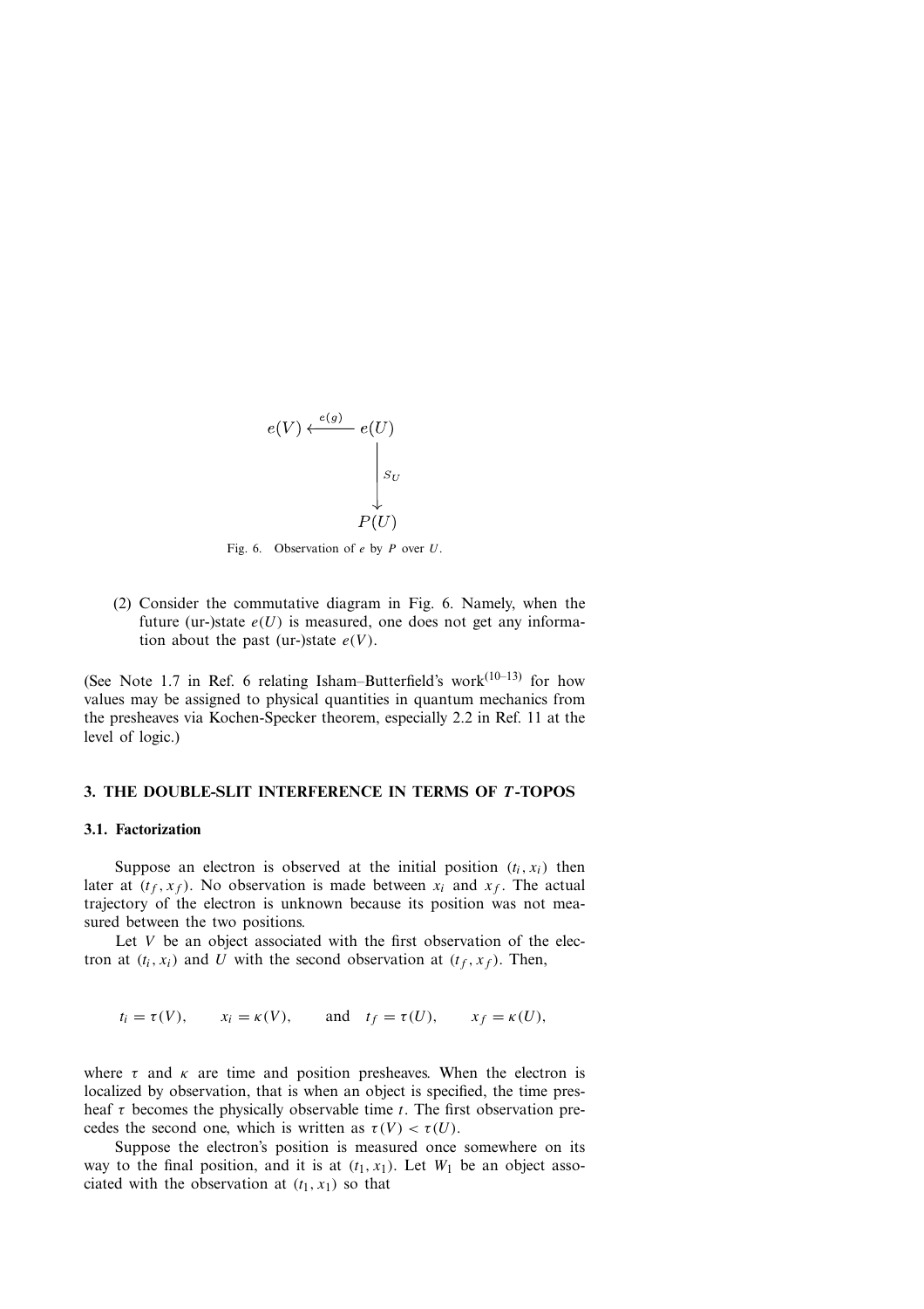$$
\begin{array}{ccc}
e(V) & \xleftarrow{\;e(g)\;} & e(U) \\
 & & \Big\downarrow{\scriptstyle s_U} \\
 & & P(U)
\end{array}
$$

Fig. 6. Observation of $e$ by $P$ over $U$.

(2) Consider the commutative diagram in Fig. 6. Namely, when the future (ur-)state $e(U)$ is measured, one does not get any information about the past (ur-)state $e(V)$.

(See Note 1.7 in Ref. 6 relating Isham–Butterfield's work[10–13] for how values may be assigned to physical quantities in quantum mechanics from the presheaves via Kochen-Specker theorem, especially 2.2 in Ref. 11 at the level of logic.)

## 3. THE DOUBLE-SLIT INTERFERENCE IN TERMS OF *T*-TOPOS

### 3.1. Factorization

Suppose an electron is observed at the initial position $(t_i, x_i)$ then later at $(t_f, x_f)$. No observation is made between $x_i$ and $x_f$. The actual trajectory of the electron is unknown because its position was not measured between the two positions.

Let $V$ be an object associated with the first observation of the electron at $(t_i, x_i)$ and $U$ with the second observation at $(t_f, x_f)$. Then,

$$
t_i = \tau(V), \qquad x_i = \kappa(V), \qquad \text{and} \quad t_f = \tau(U), \qquad x_f = \kappa(U),
$$

where $\tau$ and $\kappa$ are time and position presheaves. When the electron is localized by observation, that is when an object is specified, the time presheaf $\tau$ becomes the physically observable time $t$. The first observation precedes the second one, which is written as $\tau(V) < \tau(U)$.

Suppose the electron's position is measured once somewhere on its way to the final position, and it is at $(t_1, x_1)$. Let $W_1$ be an object associated with the observation at $(t_1, x_1)$ so that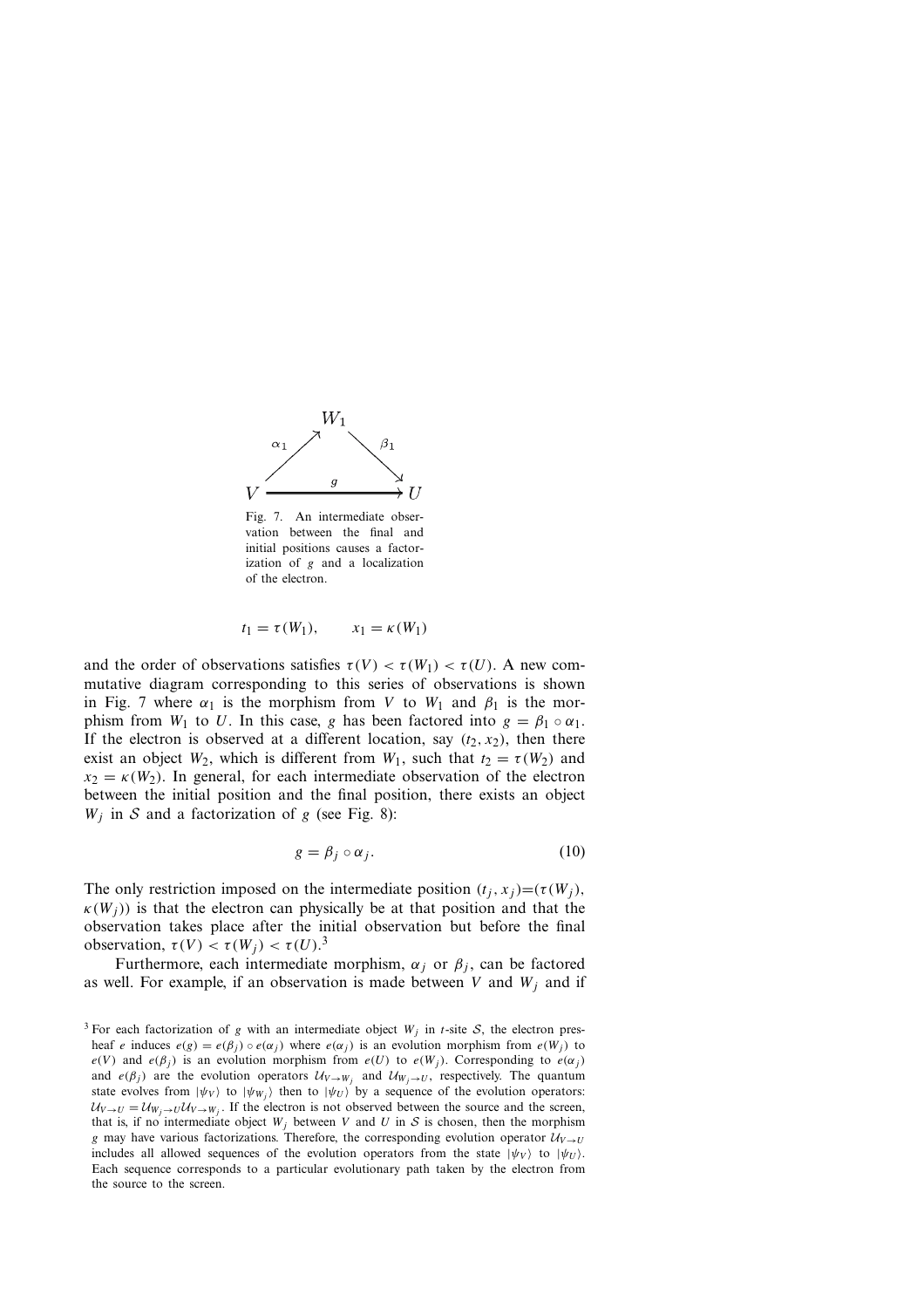$$
\begin{array}{ccc}
 & W_1 & \\
\alpha_1 \nearrow & & \searrow \beta_1 \\
V & \xrightarrow{\quad g \quad} & U
\end{array}
$$

Fig. 7. An intermediate observation between the final and initial positions causes a factorization of $g$ and a localization of the electron.

$$
t_1 = \tau(W_1), \qquad x_1 = \kappa(W_1)
$$

and the order of observations satisfies $\tau(V) < \tau(W_1) < \tau(U)$. A new commutative diagram corresponding to this series of observations is shown in Fig. 7 where $\alpha_1$ is the morphism from $V$ to $W_1$ and $\beta_1$ is the morphism from $W_1$ to $U$. In this case, $g$ has been factored into $g = \beta_1 \circ \alpha_1$. If the electron is observed at a different location, say $(t_2, x_2)$, then there exist an object $W_2$, which is different from $W_1$, such that $t_2 = \tau(W_2)$ and $x_2 = \kappa(W_2)$. In general, for each intermediate observation of the electron between the initial position and the final position, there exists an object $W_j$ in $\mathcal{S}$ and a factorization of $g$ (see Fig. 8):

$$
g = \beta_j \circ \alpha_j. \tag{10}
$$

The only restriction imposed on the intermediate position $(t_j, x_j) = (\tau(W_j), \kappa(W_j))$ is that the electron can physically be at that position and that the observation takes place after the initial observation but before the final observation, $\tau(V) < \tau(W_j) < \tau(U)$.[3]

Furthermore, each intermediate morphism, $\alpha_j$ or $\beta_j$, can be factored as well. For example, if an observation is made between $V$ and $W_j$ and if

[3] For each factorization of $g$ with an intermediate object $W_j$ in $t$-site $\mathcal{S}$, the electron presheaf $e$ induces $e(g) = e(\beta_j) \circ e(\alpha_j)$ where $e(\alpha_j)$ is an evolution morphism from $e(W_j)$ to $e(V)$ and $e(\beta_j)$ is an evolution morphism from $e(U)$ to $e(W_j)$. Corresponding to $e(\alpha_j)$ and $e(\beta_j)$ are the evolution operators $\mathcal{U}_{V \to W_j}$ and $\mathcal{U}_{W_j \to U}$, respectively. The quantum state evolves from $|\psi_V\rangle$ to $|\psi_{W_j}\rangle$ then to $|\psi_U\rangle$ by a sequence of the evolution operators: $\mathcal{U}_{V \to U} = \mathcal{U}_{W_j \to U} \mathcal{U}_{V \to W_j}$. If the electron is not observed between the source and the screen, that is, if no intermediate object $W_j$ between $V$ and $U$ in $\mathcal{S}$ is chosen, then the morphism $g$ may have various factorizations. Therefore, the corresponding evolution operator $\mathcal{U}_{V \to U}$ includes all allowed sequences of the evolution operators from the state $|\psi_V\rangle$ to $|\psi_U\rangle$. Each sequence corresponds to a particular evolutionary path taken by the electron from the source to the screen.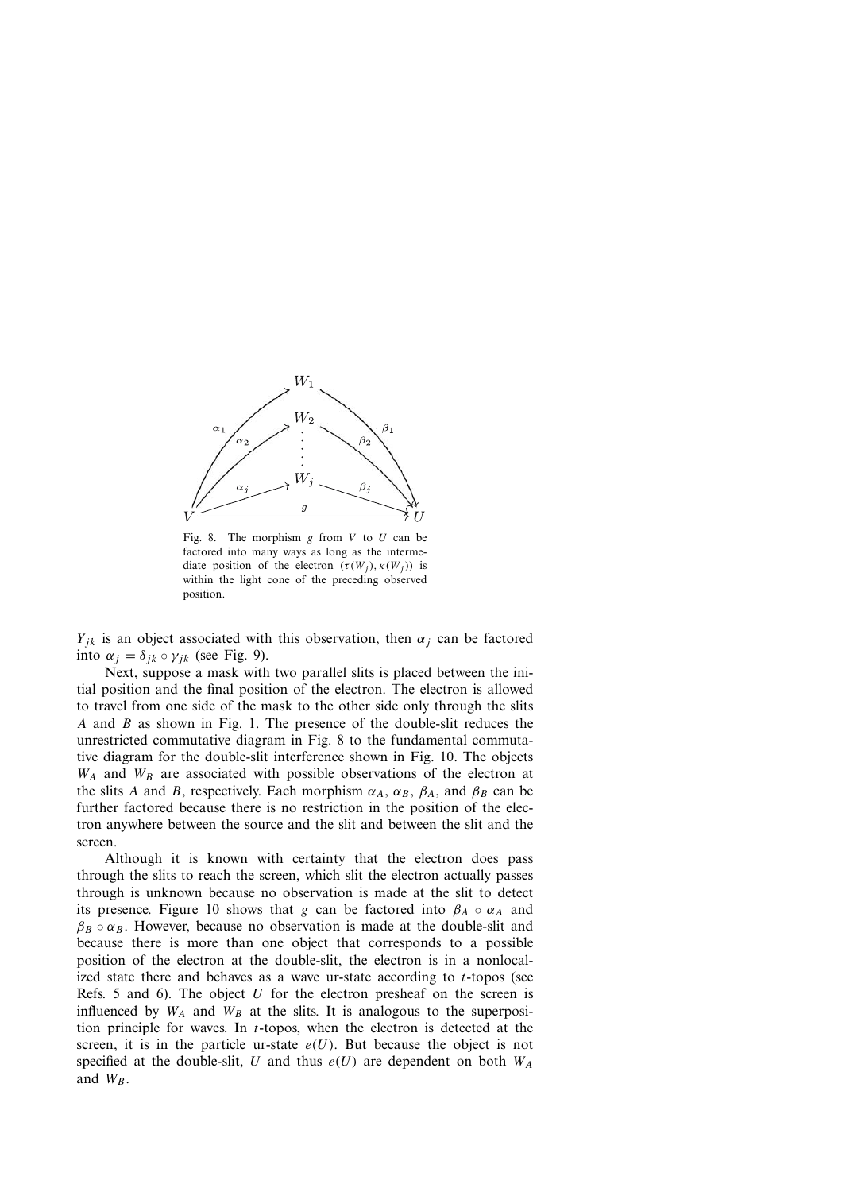Fig. 8. The morphism $g$ from $V$ to $U$ can be factored into many ways as long as the intermediate position of the electron $(\tau(W_j), \kappa(W_j))$ is within the light cone of the preceding observed position.

$Y_{jk}$ is an object associated with this observation, then $\alpha_j$ can be factored into $\alpha_j = \delta_{jk} \circ \gamma_{jk}$ (see Fig. 9).

Next, suppose a mask with two parallel slits is placed between the initial position and the final position of the electron. The electron is allowed to travel from one side of the mask to the other side only through the slits $A$ and $B$ as shown in Fig. 1. The presence of the double-slit reduces the unrestricted commutative diagram in Fig. 8 to the fundamental commutative diagram for the double-slit interference shown in Fig. 10. The objects $W_A$ and $W_B$ are associated with possible observations of the electron at the slits $A$ and $B$, respectively. Each morphism $\alpha_A$, $\alpha_B$, $\beta_A$, and $\beta_B$ can be further factored because there is no restriction in the position of the electron anywhere between the source and the slit and between the slit and the screen.

Although it is known with certainty that the electron does pass through the slits to reach the screen, which slit the electron actually passes through is unknown because no observation is made at the slit to detect its presence. Figure 10 shows that $g$ can be factored into $\beta_A \circ \alpha_A$ and $\beta_B \circ \alpha_B$. However, because no observation is made at the double-slit and because there is more than one object that corresponds to a possible position of the electron at the double-slit, the electron is in a nonlocalized state there and behaves as a wave ur-state according to $t$-topos (see Refs. 5 and 6). The object $U$ for the electron presheaf on the screen is influenced by $W_A$ and $W_B$ at the slits. It is analogous to the superposition principle for waves. In $t$-topos, when the electron is detected at the screen, it is in the particle ur-state $e(U)$. But because the object is not specified at the double-slit, $U$ and thus $e(U)$ are dependent on both $W_A$ and $W_B$.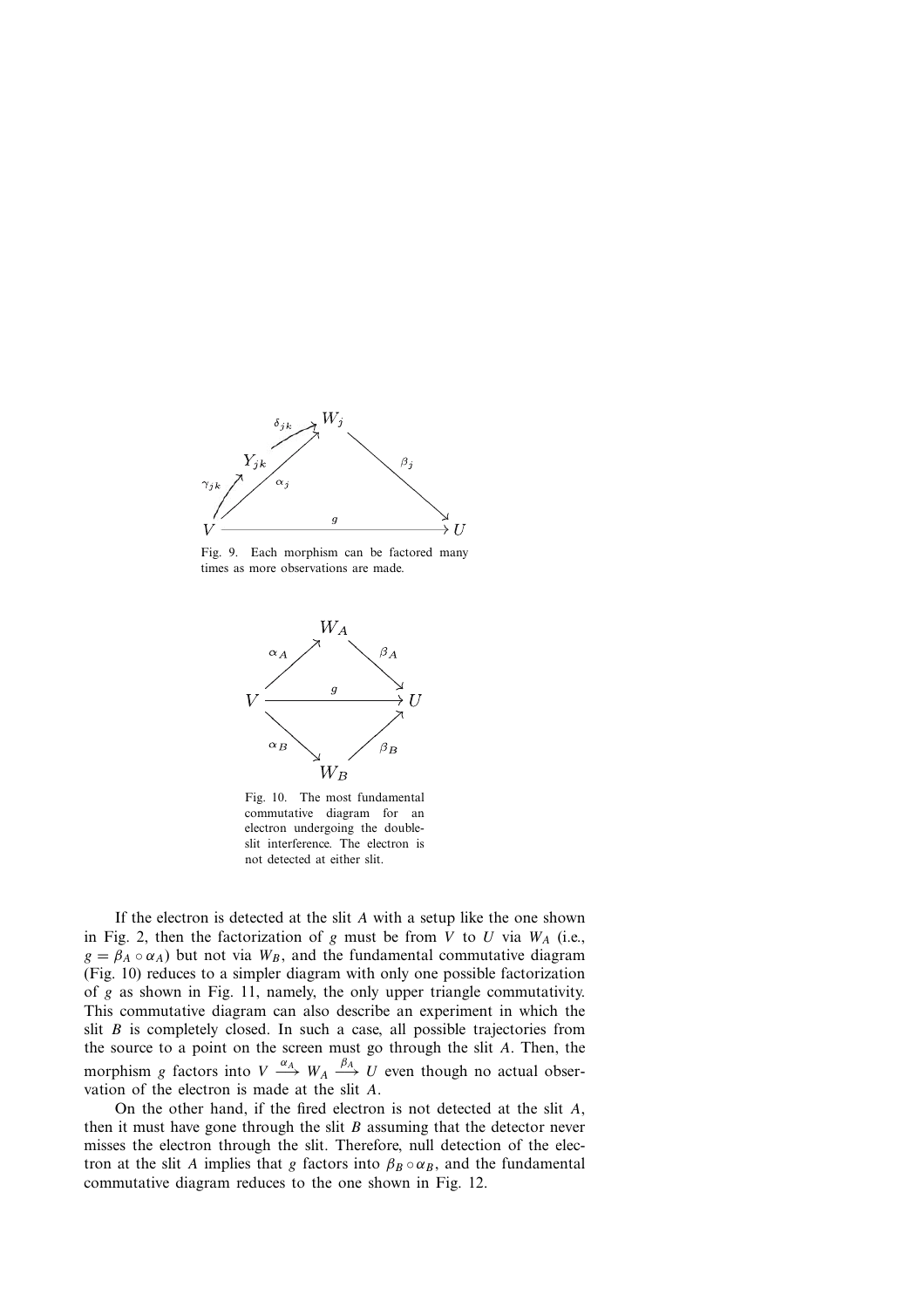Fig. 9. Each morphism can be factored many times as more observations are made.

Fig. 10. The most fundamental commutative diagram for an electron undergoing the double-slit interference. The electron is not detected at either slit.

If the electron is detected at the slit $A$ with a setup like the one shown in Fig. 2, then the factorization of $g$ must be from $V$ to $U$ via $W_A$ (i.e., $g = \beta_A \circ \alpha_A$) but not via $W_B$, and the fundamental commutative diagram (Fig. 10) reduces to a simpler diagram with only one possible factorization of $g$ as shown in Fig. 11, namely, the only upper triangle commutativity. This commutative diagram can also describe an experiment in which the slit $B$ is completely closed. In such a case, all possible trajectories from the source to a point on the screen must go through the slit $A$. Then, the morphism $g$ factors into $V \xrightarrow{\alpha_A} W_A \xrightarrow{\beta_A} U$ even though no actual observation of the electron is made at the slit $A$.

On the other hand, if the fired electron is not detected at the slit $A$, then it must have gone through the slit $B$ assuming that the detector never misses the electron through the slit. Therefore, null detection of the electron at the slit $A$ implies that $g$ factors into $\beta_B \circ \alpha_B$, and the fundamental commutative diagram reduces to the one shown in Fig. 12.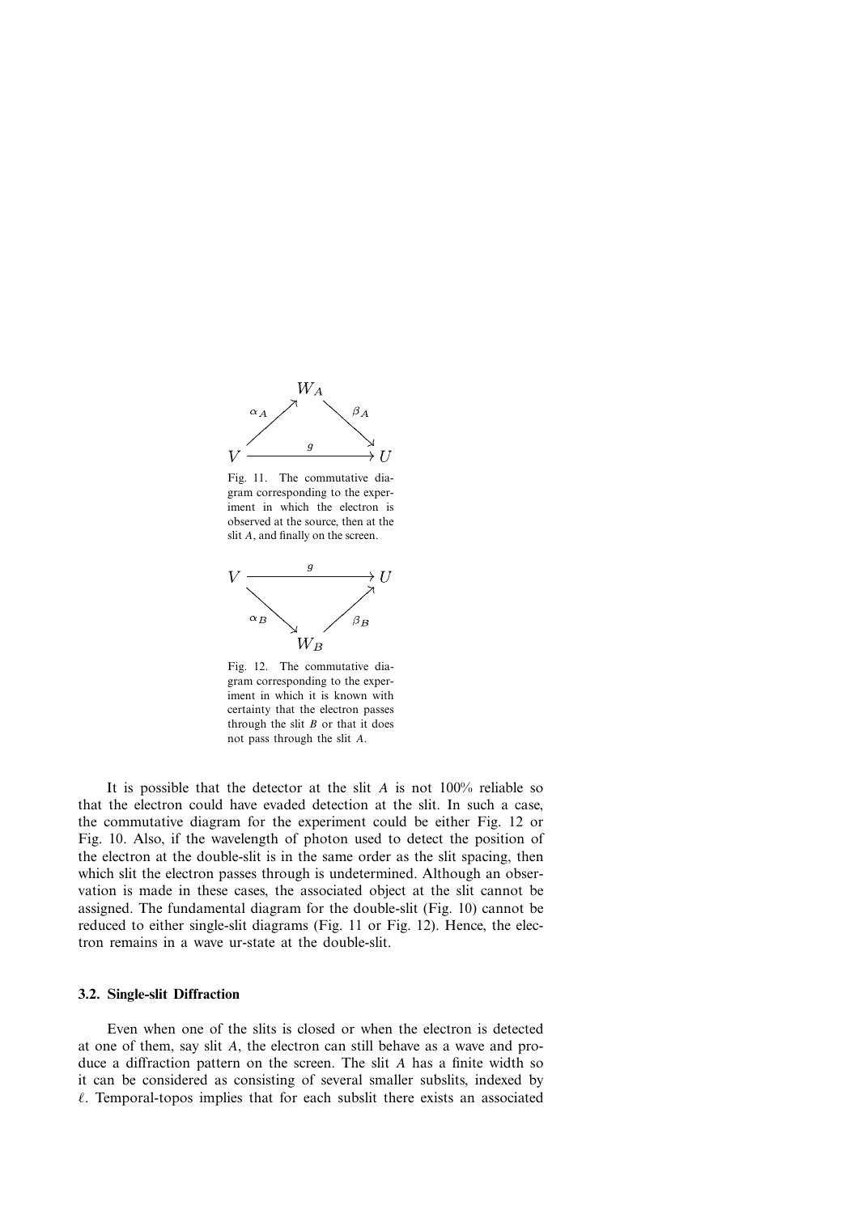$$
\begin{array}{ccc}
 & W_A & \\
{}^{\alpha_A}\nearrow & & \searrow^{\beta_A} \\
V & \xrightarrow{\quad g \quad} & U
\end{array}
$$

Fig. 11. The commutative diagram corresponding to the experiment in which the electron is observed at the source, then at the slit $A$, and finally on the screen.

$$
\begin{array}{ccc}
V & \xrightarrow{\quad g \quad} & U \\
{}_{\alpha_B}\searrow & & \nearrow_{\beta_B} \\
 & W_B &
\end{array}
$$

Fig. 12. The commutative diagram corresponding to the experiment in which it is known with certainty that the electron passes through the slit $B$ or that it does not pass through the slit $A$.

It is possible that the detector at the slit $A$ is not 100% reliable so that the electron could have evaded detection at the slit. In such a case, the commutative diagram for the experiment could be either Fig. 12 or Fig. 10. Also, if the wavelength of photon used to detect the position of the electron at the double-slit is in the same order as the slit spacing, then which slit the electron passes through is undetermined. Although an observation is made in these cases, the associated object at the slit cannot be assigned. The fundamental diagram for the double-slit (Fig. 10) cannot be reduced to either single-slit diagrams (Fig. 11 or Fig. 12). Hence, the electron remains in a wave ur-state at the double-slit.

### 3.2. Single-slit Diffraction

Even when one of the slits is closed or when the electron is detected at one of them, say slit $A$, the electron can still behave as a wave and produce a diffraction pattern on the screen. The slit $A$ has a finite width so it can be considered as consisting of several smaller subslits, indexed by $\ell$. Temporal-topos implies that for each subslit there exists an associated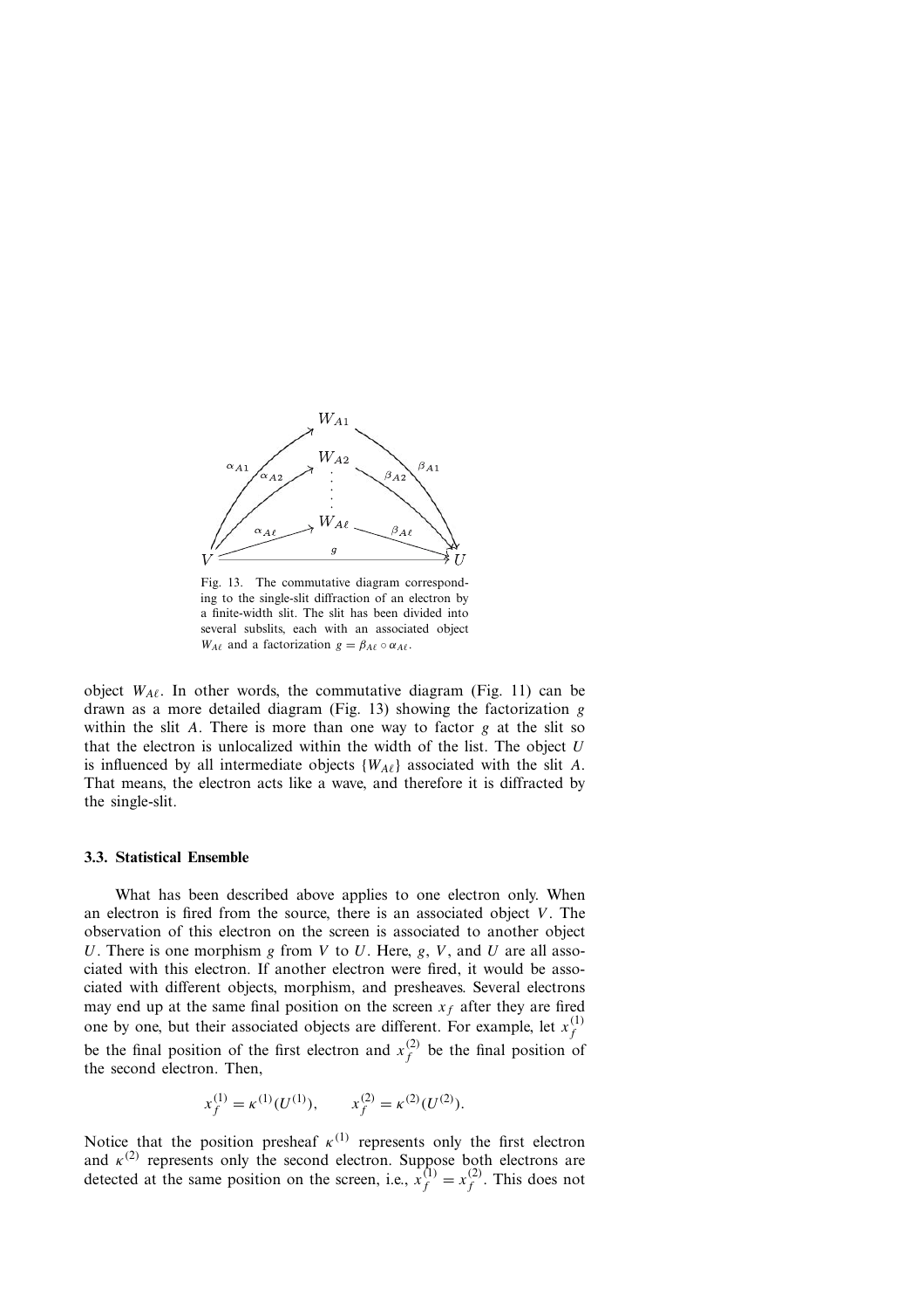Fig. 13. The commutative diagram corresponding to the single-slit diffraction of an electron by a finite-width slit. The slit has been divided into several subslits, each with an associated object $W_{A\ell}$ and a factorization $g = \beta_{A\ell} \circ \alpha_{A\ell}$.

object $W_{A\ell}$. In other words, the commutative diagram (Fig. 11) can be drawn as a more detailed diagram (Fig. 13) showing the factorization $g$ within the slit $A$. There is more than one way to factor $g$ at the slit so that the electron is unlocalized within the width of the list. The object $U$ is influenced by all intermediate objects $\{W_{A\ell}\}$ associated with the slit $A$. That means, the electron acts like a wave, and therefore it is diffracted by the single-slit.

### 3.3. Statistical Ensemble

What has been described above applies to one electron only. When an electron is fired from the source, there is an associated object $V$. The observation of this electron on the screen is associated to another object $U$. There is one morphism $g$ from $V$ to $U$. Here, $g$, $V$, and $U$ are all associated with this electron. If another electron were fired, it would be associated with different objects, morphism, and presheaves. Several electrons may end up at the same final position on the screen $x_f$ after they are fired one by one, but their associated objects are different. For example, let $x_f^{(1)}$ be the final position of the first electron and $x_f^{(2)}$ be the final position of the second electron. Then,

$$x_f^{(1)} = \kappa^{(1)}(U^{(1)}), \qquad x_f^{(2)} = \kappa^{(2)}(U^{(2)}).$$

Notice that the position presheaf $\kappa^{(1)}$ represents only the first electron and $\kappa^{(2)}$ represents only the second electron. Suppose both electrons are detected at the same position on the screen, i.e., $x_f^{(1)} = x_f^{(2)}$. This does not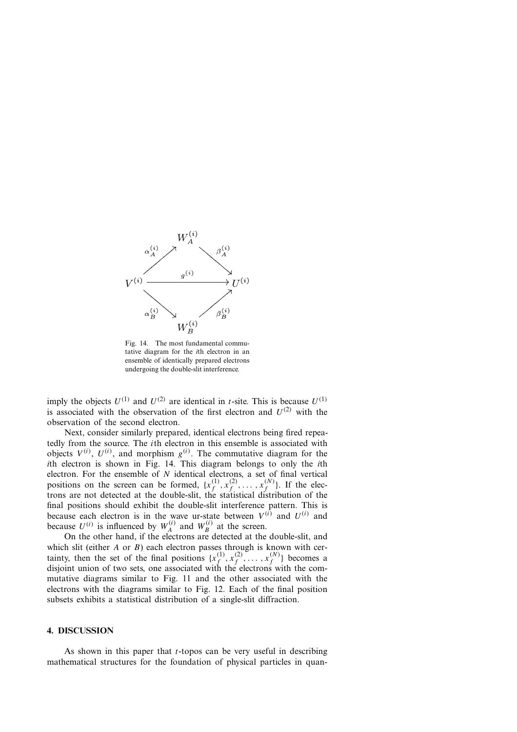$$
\begin{array}{ccc}
 & W_A^{(i)} & \\
\alpha_A^{(i)} \nearrow & & \searrow \beta_A^{(i)} \\
V^{(i)} & \xrightarrow{\quad g^{(i)} \quad} & U^{(i)} \\
\alpha_B^{(i)} \searrow & & \nearrow \beta_B^{(i)} \\
 & W_B^{(i)} &
\end{array}
$$

Fig. 14. The most fundamental commutative diagram for the *i*th electron in an ensemble of identically prepared electrons undergoing the double-slit interference.

imply the objects $U^{(1)}$ and $U^{(2)}$ are identical in $t$-site. This is because $U^{(1)}$ is associated with the observation of the first electron and $U^{(2)}$ with the observation of the second electron.

Next, consider similarly prepared, identical electrons being fired repeatedly from the source. The $i$th electron in this ensemble is associated with objects $V^{(i)}$, $U^{(i)}$, and morphism $g^{(i)}$. The commutative diagram for the $i$th electron is shown in Fig. 14. This diagram belongs to only the $i$th electron. For the ensemble of $N$ identical electrons, a set of final vertical positions on the screen can be formed, $\{x_f^{(1)}, x_f^{(2)}, \ldots, x_f^{(N)}\}$. If the electrons are not detected at the double-slit, the statistical distribution of the final positions should exhibit the double-slit interference pattern. This is because each electron is in the wave ur-state between $V^{(i)}$ and $U^{(i)}$ and because $U^{(i)}$ is influenced by $W_A^{(i)}$ and $W_B^{(i)}$ at the screen.

On the other hand, if the electrons are detected at the double-slit, and which slit (either $A$ or $B$) each electron passes through is known with certainty, then the set of the final positions $\{x_f^{(1)}, x_f^{(2)}, \ldots, x_f^{(N)}\}$ becomes a disjoint union of two sets, one associated with the electrons with the commutative diagrams similar to Fig. 11 and the other associated with the electrons with the diagrams similar to Fig. 12. Each of the final position subsets exhibits a statistical distribution of a single-slit diffraction.

## 4. DISCUSSION

As shown in this paper that $t$-topos can be very useful in describing mathematical structures for the foundation of physical particles in quan-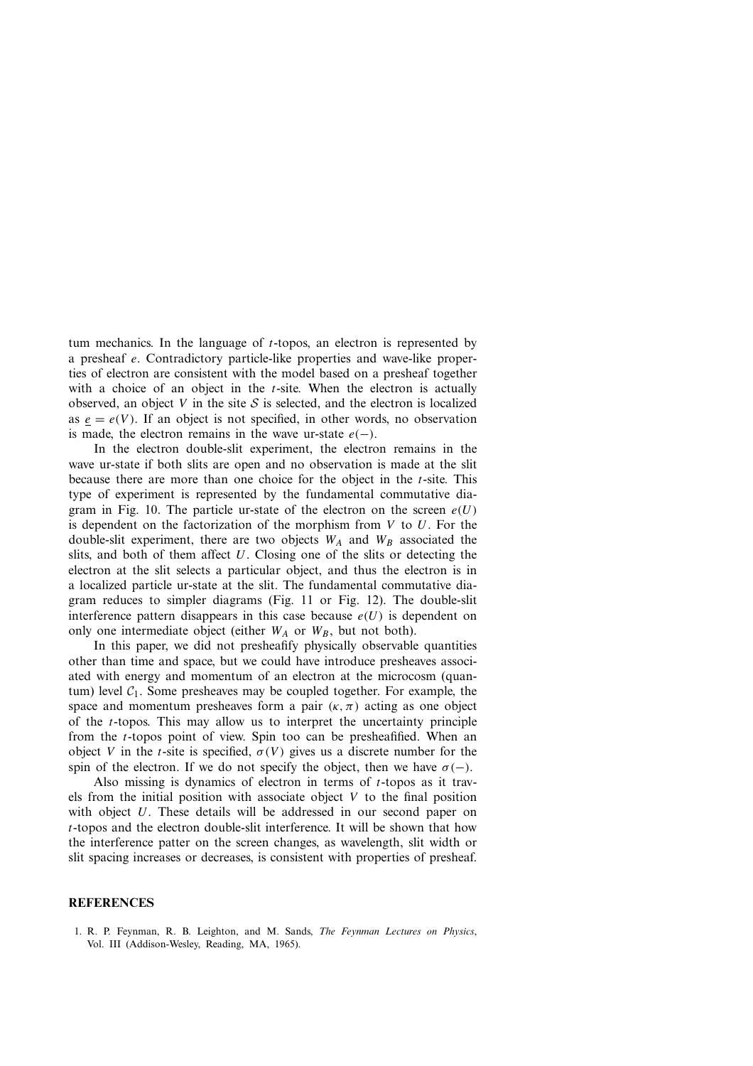tum mechanics. In the language of $t$-topos, an electron is represented by a presheaf $e$. Contradictory particle-like properties and wave-like properties of electron are consistent with the model based on a presheaf together with a choice of an object in the $t$-site. When the electron is actually observed, an object $V$ in the site $\mathcal{S}$ is selected, and the electron is localized as $\underline{e} = e(V)$. If an object is not specified, in other words, no observation is made, the electron remains in the wave ur-state $e(-)$.

In the electron double-slit experiment, the electron remains in the wave ur-state if both slits are open and no observation is made at the slit because there are more than one choice for the object in the $t$-site. This type of experiment is represented by the fundamental commutative diagram in Fig. 10. The particle ur-state of the electron on the screen $e(U)$ is dependent on the factorization of the morphism from $V$ to $U$. For the double-slit experiment, there are two objects $W_A$ and $W_B$ associated the slits, and both of them affect $U$. Closing one of the slits or detecting the electron at the slit selects a particular object, and thus the electron is in a localized particle ur-state at the slit. The fundamental commutative diagram reduces to simpler diagrams (Fig. 11 or Fig. 12). The double-slit interference pattern disappears in this case because $e(U)$ is dependent on only one intermediate object (either $W_A$ or $W_B$, but not both).

In this paper, we did not presheafify physically observable quantities other than time and space, but we could have introduce presheaves associated with energy and momentum of an electron at the microcosm (quantum) level $\mathcal{C}_1$. Some presheaves may be coupled together. For example, the space and momentum presheaves form a pair $(\kappa, \pi)$ acting as one object of the $t$-topos. This may allow us to interpret the uncertainty principle from the $t$-topos point of view. Spin too can be presheafified. When an object $V$ in the $t$-site is specified, $\sigma(V)$ gives us a discrete number for the spin of the electron. If we do not specify the object, then we have $\sigma(-)$.

Also missing is dynamics of electron in terms of $t$-topos as it travels from the initial position with associate object $V$ to the final position with object $U$. These details will be addressed in our second paper on $t$-topos and the electron double-slit interference. It will be shown that how the interference patter on the screen changes, as wavelength, slit width or slit spacing increases or decreases, is consistent with properties of presheaf.

## REFERENCES

1. R. P. Feynman, R. B. Leighton, and M. Sands, *The Feynman Lectures on Physics*, Vol. III (Addison-Wesley, Reading, MA, 1965).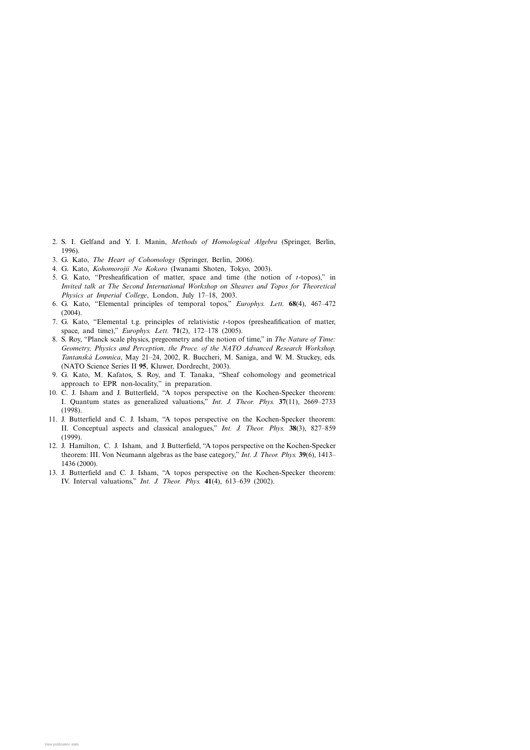2. S. I. Gelfand and Y. I. Manin, *Methods of Homological Algebra* (Springer, Berlin, 1996).
3. G. Kato, *The Heart of Cohomology* (Springer, Berlin, 2006).
4. G. Kato, *Kohomorojii No Kokoro* (Iwanami Shoten, Tokyo, 2003).
5. G. Kato, "Presheafification of matter, space and time (the notion of $t$-topos)," in *Invited talk at The Second International Workshop on Sheaves and Topos for Theoretical Physics at Imperial College*, London, July 17–18, 2003.
6. G. Kato, "Elemental principles of temporal topos," *Europhys. Lett.* **68**(4), 467–472 (2004).
7. G. Kato, "Elemental t.g. principles of relativistic $t$-topos (presheafification of matter, space, and time)," *Europhys. Lett.* **71**(2), 172–178 (2005).
8. S. Roy, "Planck scale physics, pregeometry and the notion of time," in *The Nature of Time: Geometry, Physics and Perception, the Proce. of the NATO Advanced Research Workshop, Tantanská Lomnica*, May 21–24, 2002, R. Buccheri, M. Saniga, and W. M. Stuckey, eds. (NATO Science Series II **95**, Kluwer, Dordrecht, 2003).
9. G. Kato, M. Kafatos, S. Roy, and T. Tanaka, "Sheaf cohomology and geometrical approach to EPR non-locality," in preparation.
10. C. J. Isham and J. Butterfield, "A topos perspective on the Kochen-Specker theorem: I. Quantum states as generalized valuations," *Int. J. Theor. Phys.* **37**(11), 2669–2733 (1998).
11. J. Butterfield and C. J. Isham, "A topos perspective on the Kochen-Specker theorem: II. Conceptual aspects and classical analogues," *Int. J. Theor. Phys.* **38**(3), 827–859 (1999).
12. J. Hamilton, C. J. Isham, and J. Butterfield, "A topos perspective on the Kochen-Specker theorem: III. Von Neumann algebras as the base category," *Int. J. Theor. Phys.* **39**(6), 1413–1436 (2000).
13. J. Butterfield and C. J. Isham, "A topos perspective on the Kochen-Specker theorem: IV. Interval valuations," *Int. J. Theor. Phys.* **41**(4), 613–639 (2002).